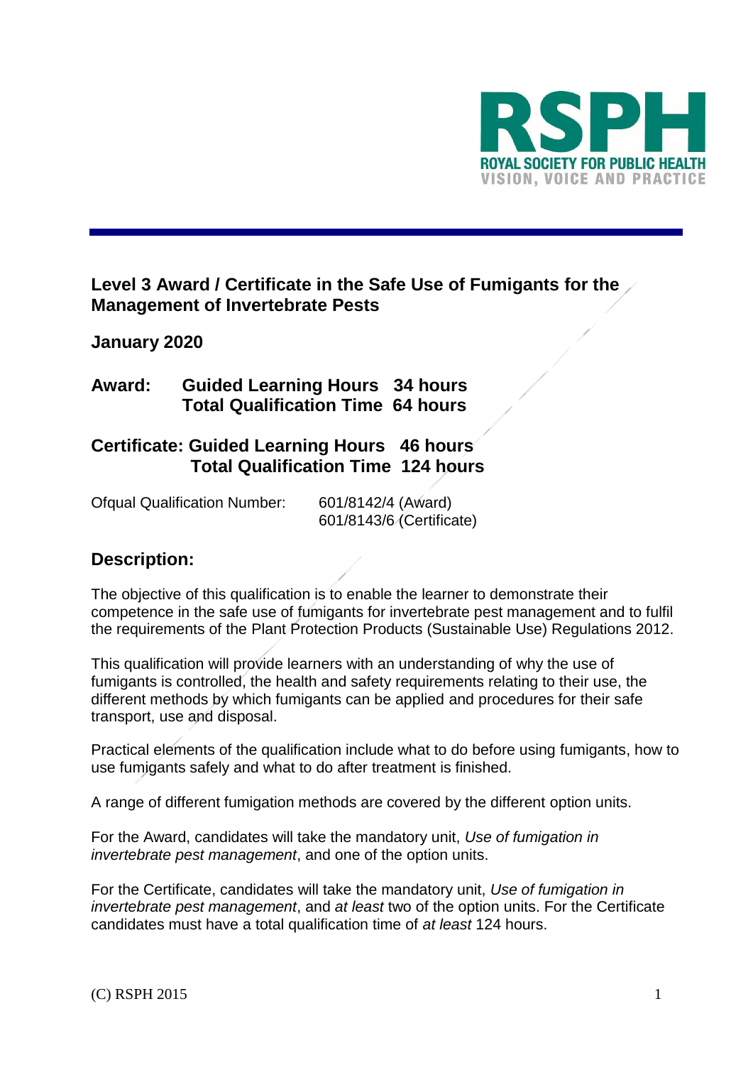# Level 3 Award / Certificate in the Safe Use of Fumigants for the Management of Invertebrate Pests

**January 2020**

**Award: Guided Learning Hours 34 hours**
**Total Qualification Time 64 hours**

**Certificate: Guided Learning Hours 46 hours**
**Total Qualification Time 124 hours**

Ofqual Qualification Number: 601/8142/4 (Award)
601/8143/6 (Certificate)

## Description:

The objective of this qualification is to enable the learner to demonstrate their competence in the safe use of fumigants for invertebrate pest management and to fulfil the requirements of the Plant Protection Products (Sustainable Use) Regulations 2012.

This qualification will provide learners with an understanding of why the use of fumigants is controlled, the health and safety requirements relating to their use, the different methods by which fumigants can be applied and procedures for their safe transport, use and disposal.

Practical elements of the qualification include what to do before using fumigants, how to use fumigants safely and what to do after treatment is finished.

A range of different fumigation methods are covered by the different option units.

For the Award, candidates will take the mandatory unit, *Use of fumigation in invertebrate pest management*, and one of the option units.

For the Certificate, candidates will take the mandatory unit, *Use of fumigation in invertebrate pest management*, and *at least* two of the option units. For the Certificate candidates must have a total qualification time of *at least* 124 hours.

(C) RSPH 2015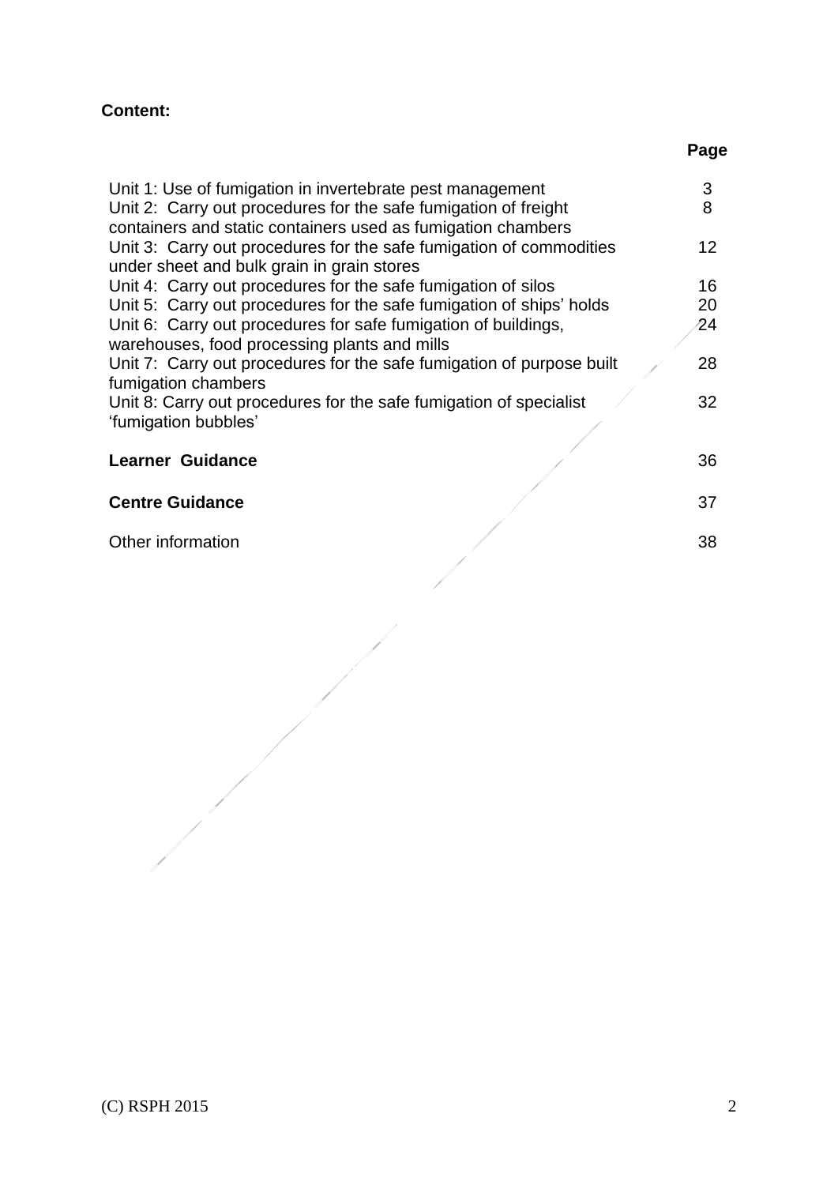**Content:**

| | Page |
|---|---|
| Unit 1: Use of fumigation in invertebrate pest management | 3 |
| Unit 2: Carry out procedures for the safe fumigation of freight containers and static containers used as fumigation chambers | 8 |
| Unit 3: Carry out procedures for the safe fumigation of commodities under sheet and bulk grain in grain stores | 12 |
| Unit 4: Carry out procedures for the safe fumigation of silos | 16 |
| Unit 5: Carry out procedures for the safe fumigation of ships' holds | 20 |
| Unit 6: Carry out procedures for safe fumigation of buildings, warehouses, food processing plants and mills | 24 |
| Unit 7: Carry out procedures for the safe fumigation of purpose built fumigation chambers | 28 |
| Unit 8: Carry out procedures for the safe fumigation of specialist 'fumigation bubbles' | 32 |
| **Learner Guidance** | 36 |
| **Centre Guidance** | 37 |
| Other information | 38 |

(C) RSPH 2015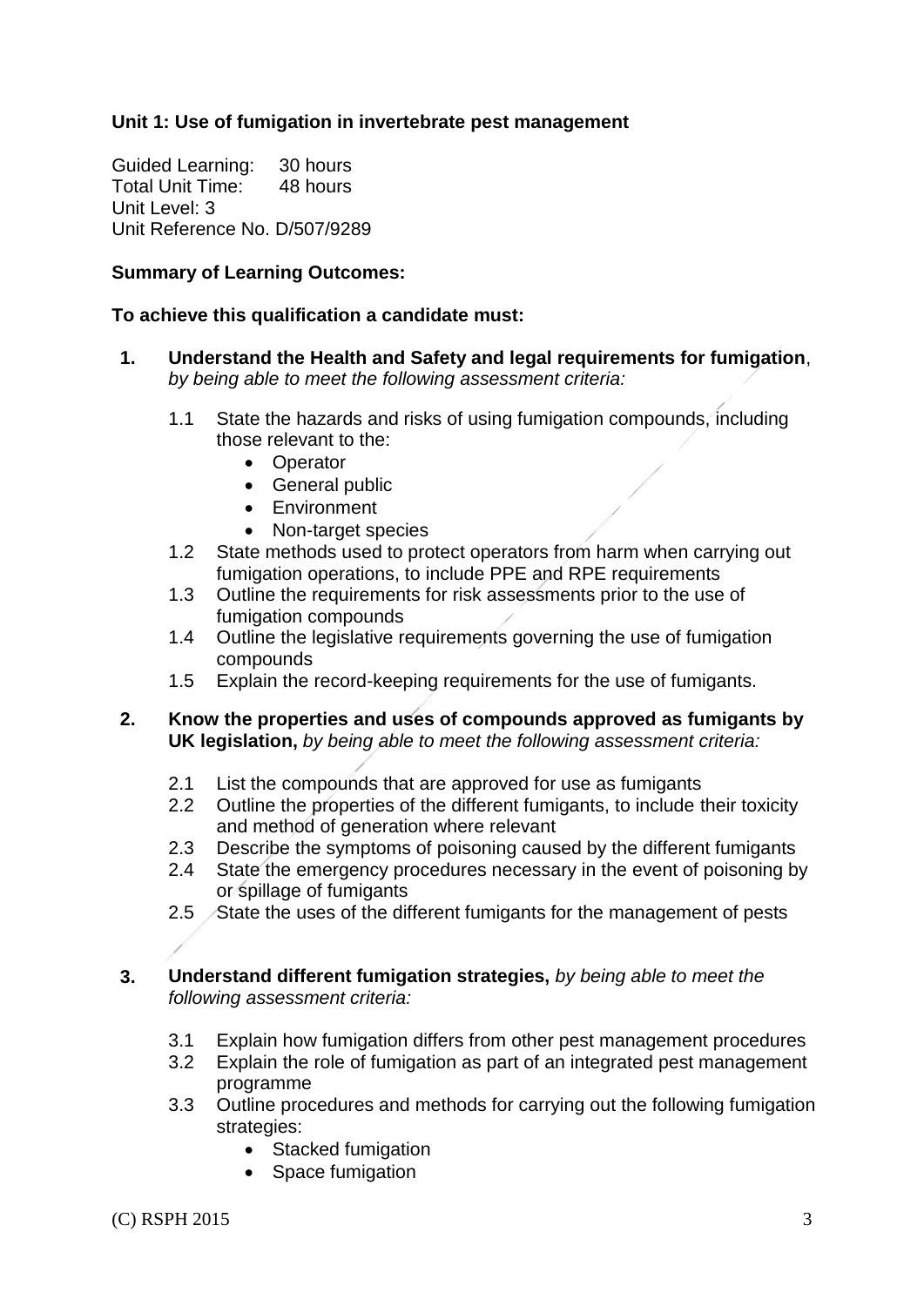**Unit 1: Use of fumigation in invertebrate pest management**

Guided Learning: 30 hours
Total Unit Time: 48 hours
Unit Level: 3
Unit Reference No. D/507/9289

**Summary of Learning Outcomes:**

**To achieve this qualification a candidate must:**

1. **Understand the Health and Safety and legal requirements for fumigation**, *by being able to meet the following assessment criteria:*

   1.1 State the hazards and risks of using fumigation compounds, including those relevant to the:
   - Operator
   - General public
   - Environment
   - Non-target species

   1.2 State methods used to protect operators from harm when carrying out fumigation operations, to include PPE and RPE requirements

   1.3 Outline the requirements for risk assessments prior to the use of fumigation compounds

   1.4 Outline the legislative requirements governing the use of fumigation compounds

   1.5 Explain the record-keeping requirements for the use of fumigants.

2. **Know the properties and uses of compounds approved as fumigants by UK legislation,** *by being able to meet the following assessment criteria:*

   2.1 List the compounds that are approved for use as fumigants

   2.2 Outline the properties of the different fumigants, to include their toxicity and method of generation where relevant

   2.3 Describe the symptoms of poisoning caused by the different fumigants

   2.4 State the emergency procedures necessary in the event of poisoning by or spillage of fumigants

   2.5 State the uses of the different fumigants for the management of pests

3. **Understand different fumigation strategies,** *by being able to meet the following assessment criteria:*

   3.1 Explain how fumigation differs from other pest management procedures

   3.2 Explain the role of fumigation as part of an integrated pest management programme

   3.3 Outline procedures and methods for carrying out the following fumigation strategies:
   - Stacked fumigation
   - Space fumigation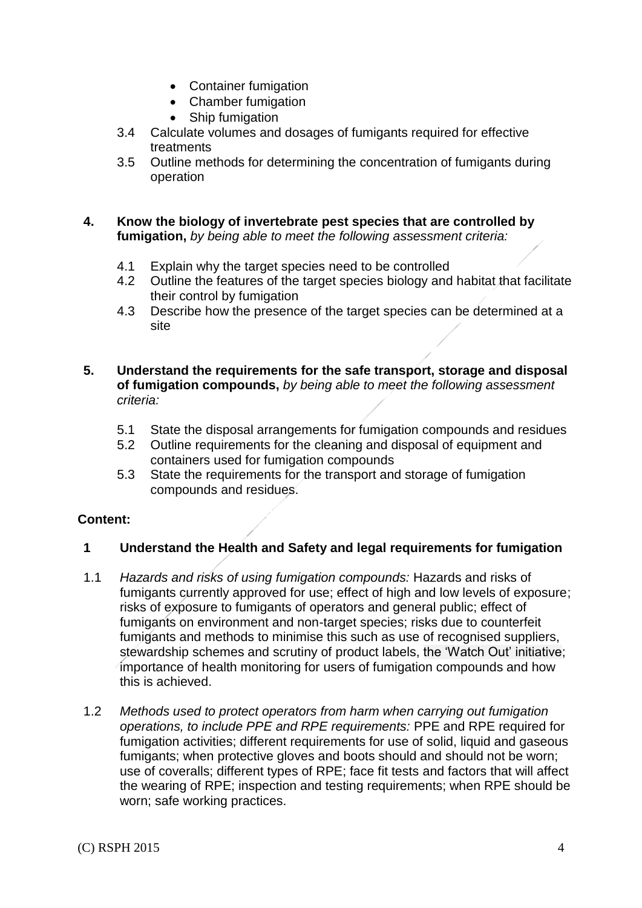- Container fumigation
- Chamber fumigation
- Ship fumigation

3.4 Calculate volumes and dosages of fumigants required for effective treatments

3.5 Outline methods for determining the concentration of fumigants during operation

**4. Know the biology of invertebrate pest species that are controlled by fumigation,** *by being able to meet the following assessment criteria:*

4.1 Explain why the target species need to be controlled

4.2 Outline the features of the target species biology and habitat that facilitate their control by fumigation

4.3 Describe how the presence of the target species can be determined at a site

**5. Understand the requirements for the safe transport, storage and disposal of fumigation compounds,** *by being able to meet the following assessment criteria:*

5.1 State the disposal arrangements for fumigation compounds and residues

5.2 Outline requirements for the cleaning and disposal of equipment and containers used for fumigation compounds

5.3 State the requirements for the transport and storage of fumigation compounds and residues.

**Content:**

**1 Understand the Health and Safety and legal requirements for fumigation**

1.1 *Hazards and risks of using fumigation compounds:* Hazards and risks of fumigants currently approved for use; effect of high and low levels of exposure; risks of exposure to fumigants of operators and general public; effect of fumigants on environment and non-target species; risks due to counterfeit fumigants and methods to minimise this such as use of recognised suppliers, stewardship schemes and scrutiny of product labels, the 'Watch Out' initiative; importance of health monitoring for users of fumigation compounds and how this is achieved.

1.2 *Methods used to protect operators from harm when carrying out fumigation operations, to include PPE and RPE requirements:* PPE and RPE required for fumigation activities; different requirements for use of solid, liquid and gaseous fumigants; when protective gloves and boots should and should not be worn; use of coveralls; different types of RPE; face fit tests and factors that will affect the wearing of RPE; inspection and testing requirements; when RPE should be worn; safe working practices.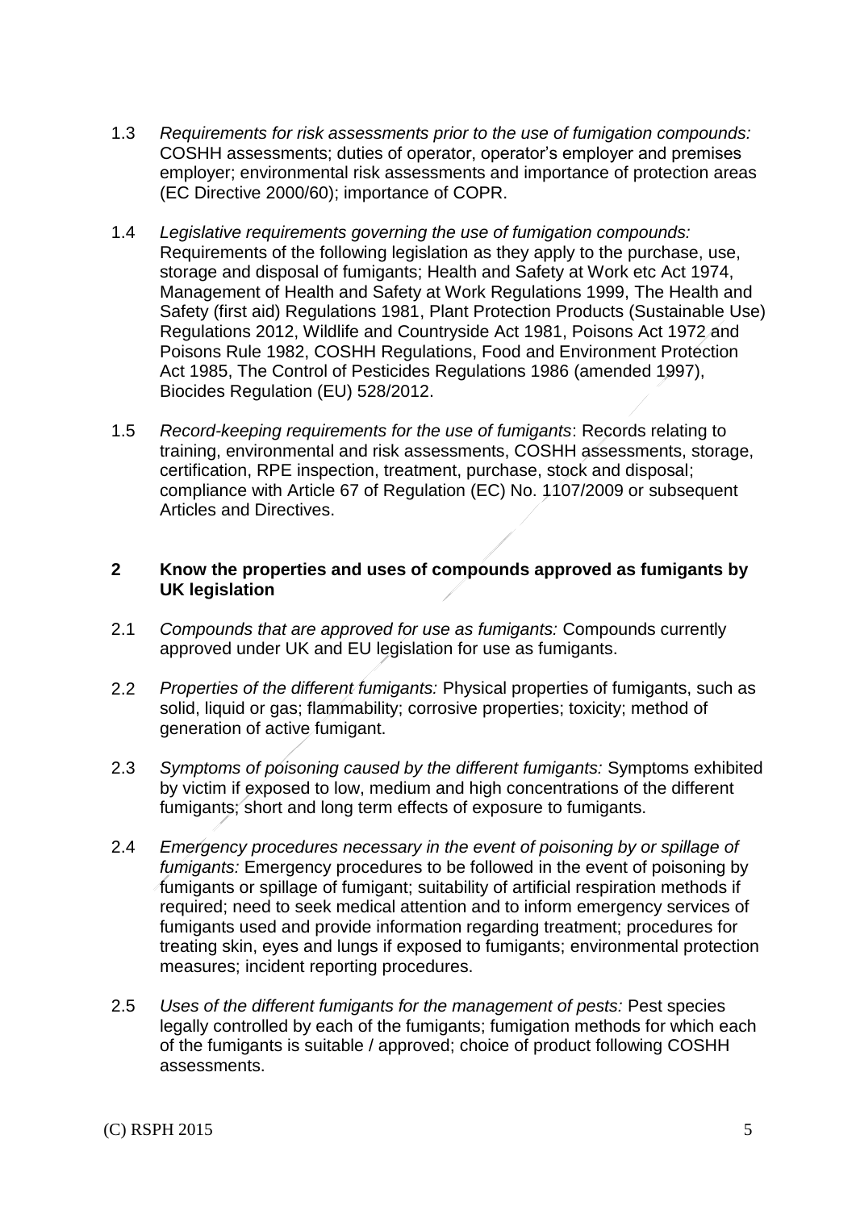1.3 *Requirements for risk assessments prior to the use of fumigation compounds:* COSHH assessments; duties of operator, operator's employer and premises employer; environmental risk assessments and importance of protection areas (EC Directive 2000/60); importance of COPR.

1.4 *Legislative requirements governing the use of fumigation compounds:* Requirements of the following legislation as they apply to the purchase, use, storage and disposal of fumigants; Health and Safety at Work etc Act 1974, Management of Health and Safety at Work Regulations 1999, The Health and Safety (first aid) Regulations 1981, Plant Protection Products (Sustainable Use) Regulations 2012, Wildlife and Countryside Act 1981, Poisons Act 1972 and Poisons Rule 1982, COSHH Regulations, Food and Environment Protection Act 1985, The Control of Pesticides Regulations 1986 (amended 1997), Biocides Regulation (EU) 528/2012.

1.5 *Record-keeping requirements for the use of fumigants*: Records relating to training, environmental and risk assessments, COSHH assessments, storage, certification, RPE inspection, treatment, purchase, stock and disposal; compliance with Article 67 of Regulation (EC) No. 1107/2009 or subsequent Articles and Directives.

## 2 Know the properties and uses of compounds approved as fumigants by UK legislation

2.1 *Compounds that are approved for use as fumigants:* Compounds currently approved under UK and EU legislation for use as fumigants.

2.2 *Properties of the different fumigants:* Physical properties of fumigants, such as solid, liquid or gas; flammability; corrosive properties; toxicity; method of generation of active fumigant.

2.3 *Symptoms of poisoning caused by the different fumigants:* Symptoms exhibited by victim if exposed to low, medium and high concentrations of the different fumigants; short and long term effects of exposure to fumigants.

2.4 *Emergency procedures necessary in the event of poisoning by or spillage of fumigants:* Emergency procedures to be followed in the event of poisoning by fumigants or spillage of fumigant; suitability of artificial respiration methods if required; need to seek medical attention and to inform emergency services of fumigants used and provide information regarding treatment; procedures for treating skin, eyes and lungs if exposed to fumigants; environmental protection measures; incident reporting procedures.

2.5 *Uses of the different fumigants for the management of pests:* Pest species legally controlled by each of the fumigants; fumigation methods for which each of the fumigants is suitable / approved; choice of product following COSHH assessments.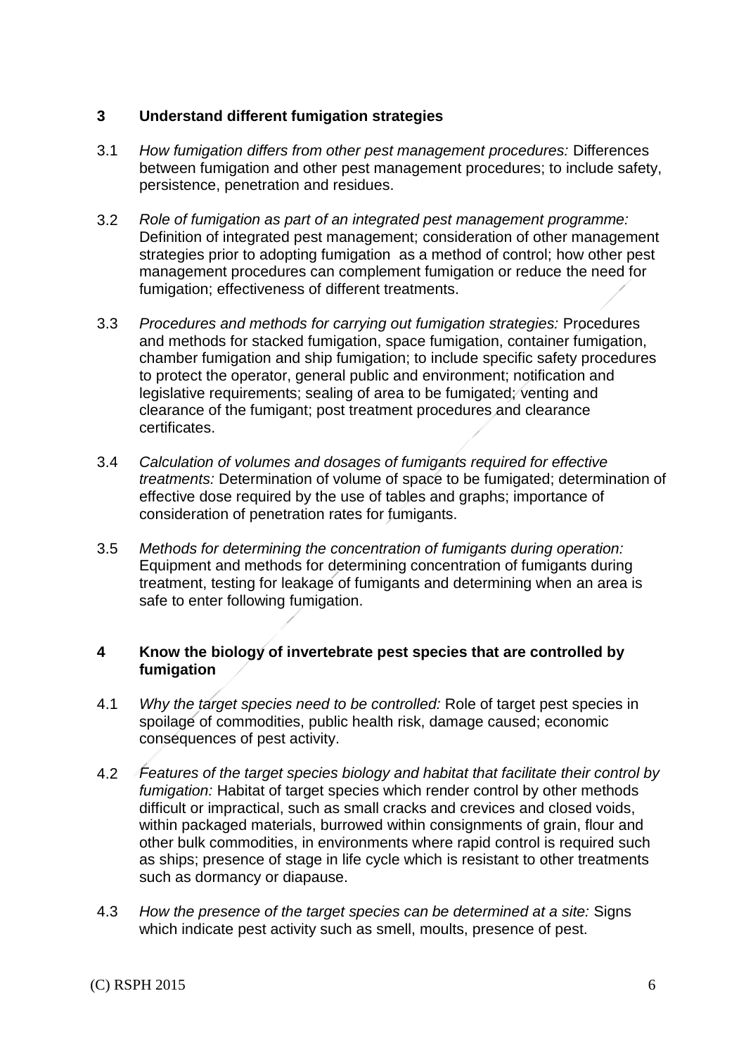## 3 Understand different fumigation strategies

3.1 *How fumigation differs from other pest management procedures:* Differences between fumigation and other pest management procedures; to include safety, persistence, penetration and residues.

3.2 *Role of fumigation as part of an integrated pest management programme:* Definition of integrated pest management; consideration of other management strategies prior to adopting fumigation as a method of control; how other pest management procedures can complement fumigation or reduce the need for fumigation; effectiveness of different treatments.

3.3 *Procedures and methods for carrying out fumigation strategies:* Procedures and methods for stacked fumigation, space fumigation, container fumigation, chamber fumigation and ship fumigation; to include specific safety procedures to protect the operator, general public and environment; notification and legislative requirements; sealing of area to be fumigated; venting and clearance of the fumigant; post treatment procedures and clearance certificates.

3.4 *Calculation of volumes and dosages of fumigants required for effective treatments:* Determination of volume of space to be fumigated; determination of effective dose required by the use of tables and graphs; importance of consideration of penetration rates for fumigants.

3.5 *Methods for determining the concentration of fumigants during operation:* Equipment and methods for determining concentration of fumigants during treatment, testing for leakage of fumigants and determining when an area is safe to enter following fumigation.

## 4 Know the biology of invertebrate pest species that are controlled by fumigation

4.1 *Why the target species need to be controlled:* Role of target pest species in spoilage of commodities, public health risk, damage caused; economic consequences of pest activity.

4.2 *Features of the target species biology and habitat that facilitate their control by fumigation:* Habitat of target species which render control by other methods difficult or impractical, such as small cracks and crevices and closed voids, within packaged materials, burrowed within consignments of grain, flour and other bulk commodities, in environments where rapid control is required such as ships; presence of stage in life cycle which is resistant to other treatments such as dormancy or diapause.

4.3 *How the presence of the target species can be determined at a site:* Signs which indicate pest activity such as smell, moults, presence of pest.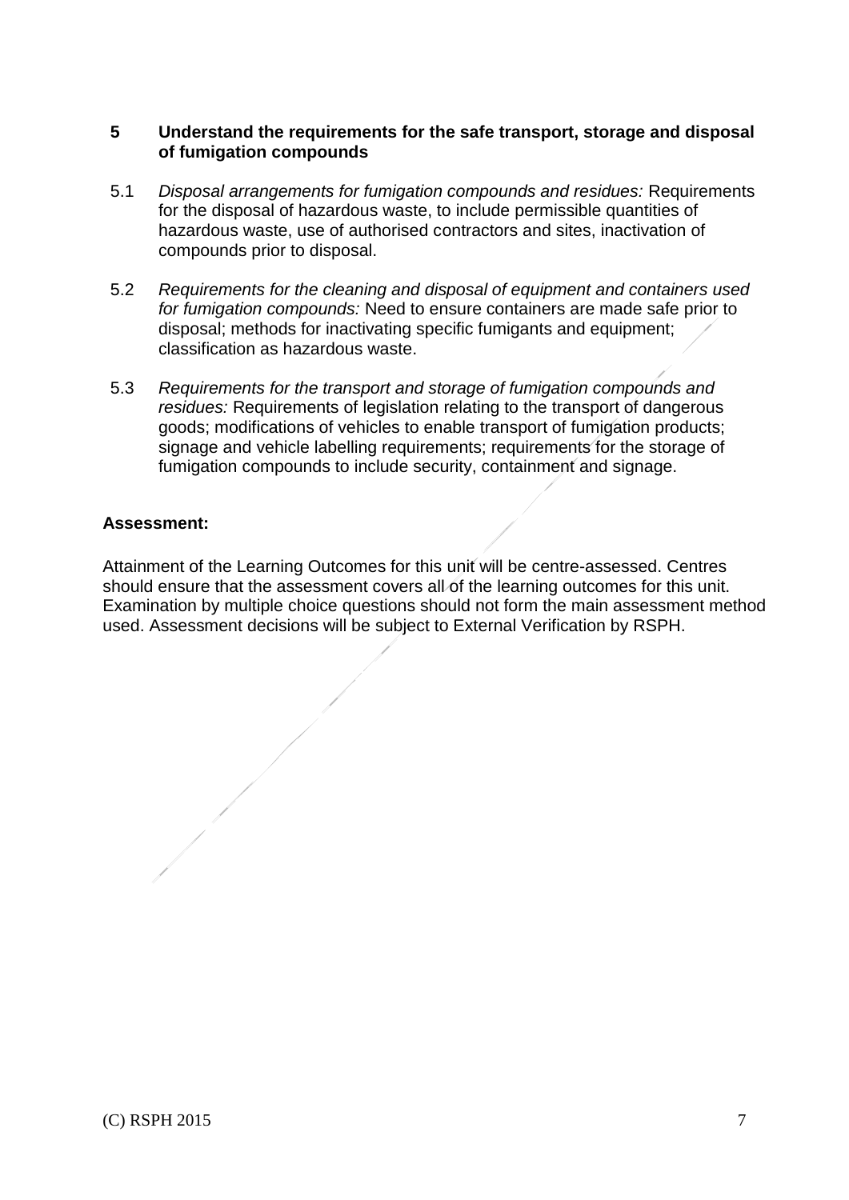**5 Understand the requirements for the safe transport, storage and disposal of fumigation compounds**

5.1 *Disposal arrangements for fumigation compounds and residues:* Requirements for the disposal of hazardous waste, to include permissible quantities of hazardous waste, use of authorised contractors and sites, inactivation of compounds prior to disposal.

5.2 *Requirements for the cleaning and disposal of equipment and containers used for fumigation compounds:* Need to ensure containers are made safe prior to disposal; methods for inactivating specific fumigants and equipment; classification as hazardous waste.

5.3 *Requirements for the transport and storage of fumigation compounds and residues:* Requirements of legislation relating to the transport of dangerous goods; modifications of vehicles to enable transport of fumigation products; signage and vehicle labelling requirements; requirements for the storage of fumigation compounds to include security, containment and signage.

**Assessment:**

Attainment of the Learning Outcomes for this unit will be centre-assessed. Centres should ensure that the assessment covers all of the learning outcomes for this unit. Examination by multiple choice questions should not form the main assessment method used. Assessment decisions will be subject to External Verification by RSPH.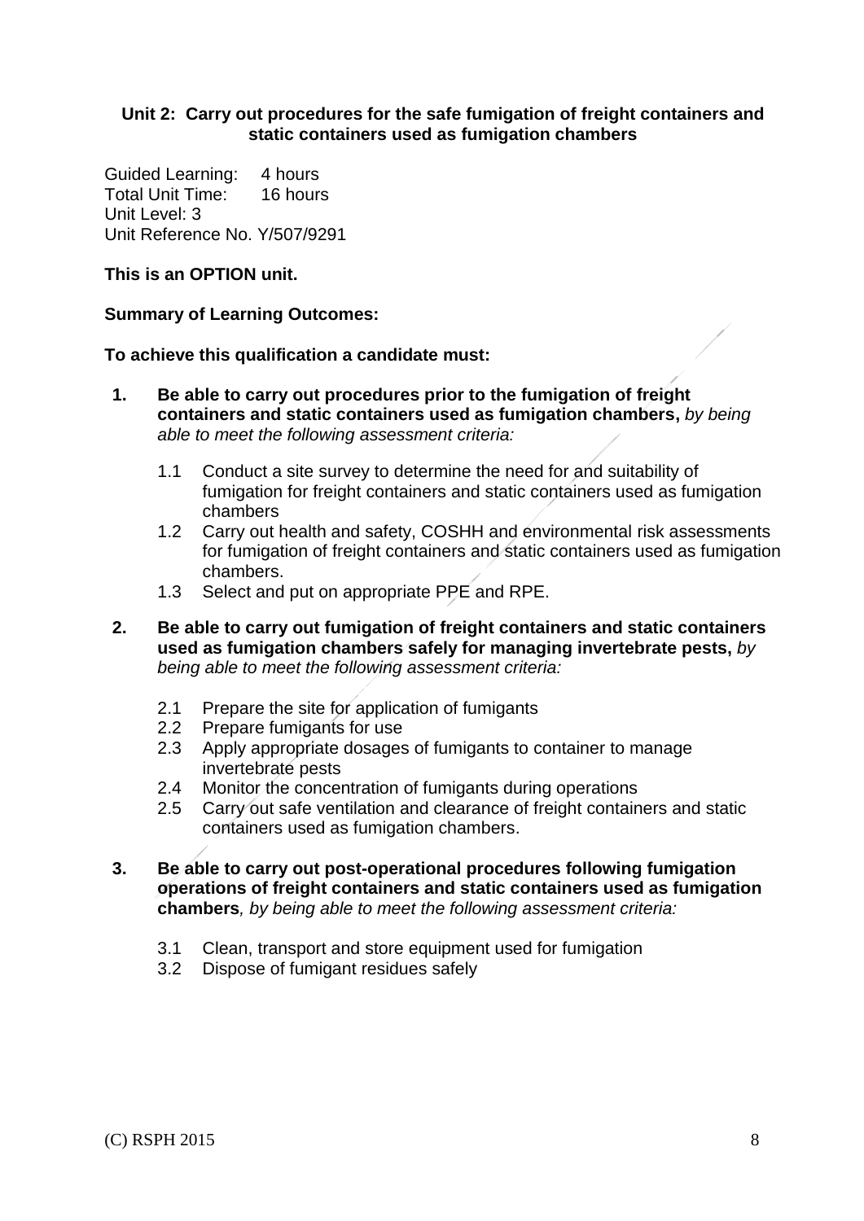**Unit 2: Carry out procedures for the safe fumigation of freight containers and static containers used as fumigation chambers**

Guided Learning: 4 hours
Total Unit Time: 16 hours
Unit Level: 3
Unit Reference No. Y/507/9291

**This is an OPTION unit.**

**Summary of Learning Outcomes:**

**To achieve this qualification a candidate must:**

1. **Be able to carry out procedures prior to the fumigation of freight containers and static containers used as fumigation chambers,** *by being able to meet the following assessment criteria:*

   1.1 Conduct a site survey to determine the need for and suitability of fumigation for freight containers and static containers used as fumigation chambers
   1.2 Carry out health and safety, COSHH and environmental risk assessments for fumigation of freight containers and static containers used as fumigation chambers.
   1.3 Select and put on appropriate PPE and RPE.

2. **Be able to carry out fumigation of freight containers and static containers used as fumigation chambers safely for managing invertebrate pests,** *by being able to meet the following assessment criteria:*

   2.1 Prepare the site for application of fumigants
   2.2 Prepare fumigants for use
   2.3 Apply appropriate dosages of fumigants to container to manage invertebrate pests
   2.4 Monitor the concentration of fumigants during operations
   2.5 Carry out safe ventilation and clearance of freight containers and static containers used as fumigation chambers.

3. **Be able to carry out post-operational procedures following fumigation operations of freight containers and static containers used as fumigation chambers***, by being able to meet the following assessment criteria:*

   3.1 Clean, transport and store equipment used for fumigation
   3.2 Dispose of fumigant residues safely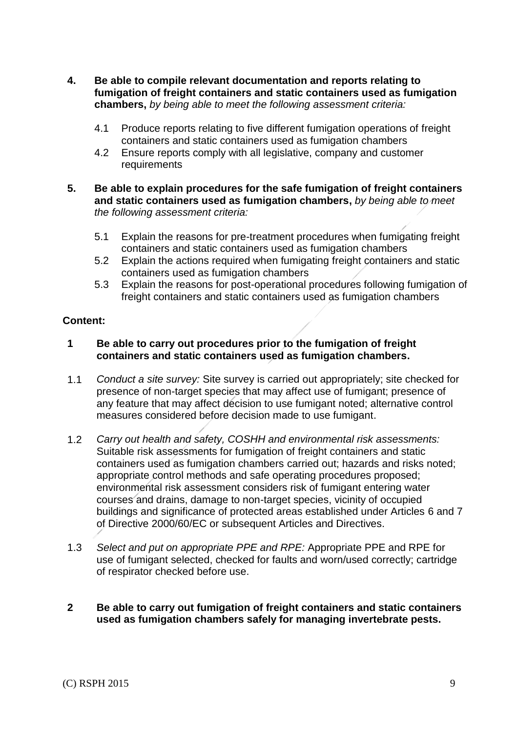**4. Be able to compile relevant documentation and reports relating to fumigation of freight containers and static containers used as fumigation chambers,** *by being able to meet the following assessment criteria:*

- 4.1 Produce reports relating to five different fumigation operations of freight containers and static containers used as fumigation chambers
- 4.2 Ensure reports comply with all legislative, company and customer requirements

**5. Be able to explain procedures for the safe fumigation of freight containers and static containers used as fumigation chambers,** *by being able to meet the following assessment criteria:*

- 5.1 Explain the reasons for pre-treatment procedures when fumigating freight containers and static containers used as fumigation chambers
- 5.2 Explain the actions required when fumigating freight containers and static containers used as fumigation chambers
- 5.3 Explain the reasons for post-operational procedures following fumigation of freight containers and static containers used as fumigation chambers

**Content:**

**1 Be able to carry out procedures prior to the fumigation of freight containers and static containers used as fumigation chambers.**

1.1 *Conduct a site survey:* Site survey is carried out appropriately; site checked for presence of non-target species that may affect use of fumigant; presence of any feature that may affect decision to use fumigant noted; alternative control measures considered before decision made to use fumigant.

1.2 *Carry out health and safety, COSHH and environmental risk assessments:* Suitable risk assessments for fumigation of freight containers and static containers used as fumigation chambers carried out; hazards and risks noted; appropriate control methods and safe operating procedures proposed; environmental risk assessment considers risk of fumigant entering water courses and drains, damage to non-target species, vicinity of occupied buildings and significance of protected areas established under Articles 6 and 7 of Directive 2000/60/EC or subsequent Articles and Directives.

1.3 *Select and put on appropriate PPE and RPE:* Appropriate PPE and RPE for use of fumigant selected, checked for faults and worn/used correctly; cartridge of respirator checked before use.

**2 Be able to carry out fumigation of freight containers and static containers used as fumigation chambers safely for managing invertebrate pests.**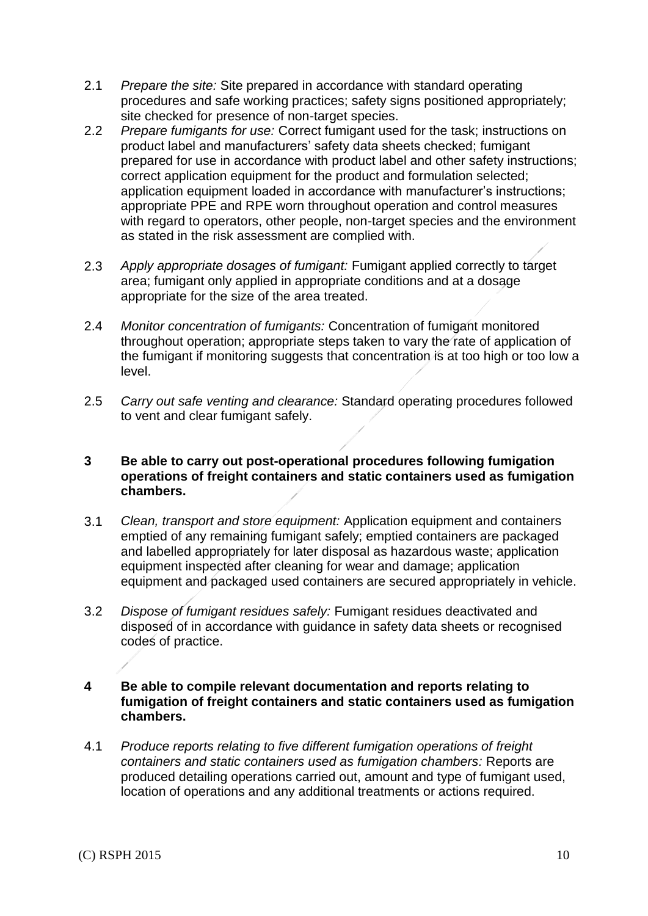2.1 *Prepare the site:* Site prepared in accordance with standard operating procedures and safe working practices; safety signs positioned appropriately; site checked for presence of non-target species.

2.2 *Prepare fumigants for use:* Correct fumigant used for the task; instructions on product label and manufacturers' safety data sheets checked; fumigant prepared for use in accordance with product label and other safety instructions; correct application equipment for the product and formulation selected; application equipment loaded in accordance with manufacturer's instructions; appropriate PPE and RPE worn throughout operation and control measures with regard to operators, other people, non-target species and the environment as stated in the risk assessment are complied with.

2.3 *Apply appropriate dosages of fumigant:* Fumigant applied correctly to target area; fumigant only applied in appropriate conditions and at a dosage appropriate for the size of the area treated.

2.4 *Monitor concentration of fumigants:* Concentration of fumigant monitored throughout operation; appropriate steps taken to vary the rate of application of the fumigant if monitoring suggests that concentration is at too high or too low a level.

2.5 *Carry out safe venting and clearance:* Standard operating procedures followed to vent and clear fumigant safely.

**3 Be able to carry out post-operational procedures following fumigation operations of freight containers and static containers used as fumigation chambers.**

3.1 *Clean, transport and store equipment:* Application equipment and containers emptied of any remaining fumigant safely; emptied containers are packaged and labelled appropriately for later disposal as hazardous waste; application equipment inspected after cleaning for wear and damage; application equipment and packaged used containers are secured appropriately in vehicle.

3.2 *Dispose of fumigant residues safely:* Fumigant residues deactivated and disposed of in accordance with guidance in safety data sheets or recognised codes of practice.

**4 Be able to compile relevant documentation and reports relating to fumigation of freight containers and static containers used as fumigation chambers.**

4.1 *Produce reports relating to five different fumigation operations of freight containers and static containers used as fumigation chambers:* Reports are produced detailing operations carried out, amount and type of fumigant used, location of operations and any additional treatments or actions required.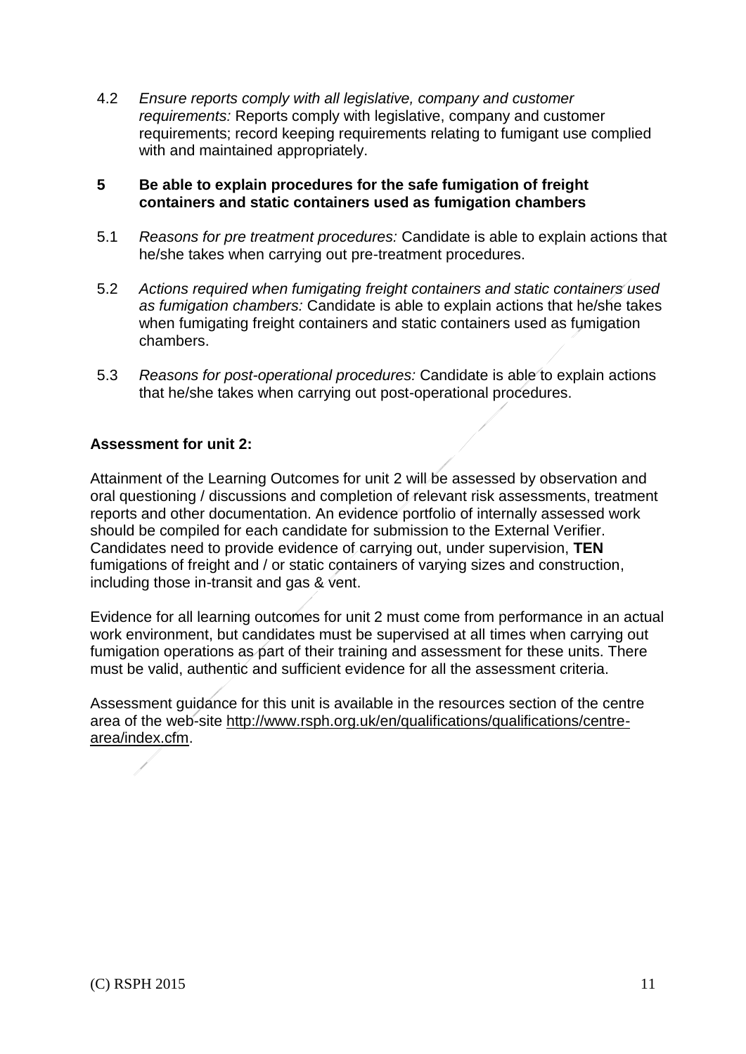4.2 *Ensure reports comply with all legislative, company and customer requirements:* Reports comply with legislative, company and customer requirements; record keeping requirements relating to fumigant use complied with and maintained appropriately.

**5 Be able to explain procedures for the safe fumigation of freight containers and static containers used as fumigation chambers**

5.1 *Reasons for pre treatment procedures:* Candidate is able to explain actions that he/she takes when carrying out pre-treatment procedures.

5.2 *Actions required when fumigating freight containers and static containers used as fumigation chambers:* Candidate is able to explain actions that he/she takes when fumigating freight containers and static containers used as fumigation chambers.

5.3 *Reasons for post-operational procedures:* Candidate is able to explain actions that he/she takes when carrying out post-operational procedures.

**Assessment for unit 2:**

Attainment of the Learning Outcomes for unit 2 will be assessed by observation and oral questioning / discussions and completion of relevant risk assessments, treatment reports and other documentation. An evidence portfolio of internally assessed work should be compiled for each candidate for submission to the External Verifier. Candidates need to provide evidence of carrying out, under supervision, **TEN** fumigations of freight and / or static containers of varying sizes and construction, including those in-transit and gas & vent.

Evidence for all learning outcomes for unit 2 must come from performance in an actual work environment, but candidates must be supervised at all times when carrying out fumigation operations as part of their training and assessment for these units. There must be valid, authentic and sufficient evidence for all the assessment criteria.

Assessment guidance for this unit is available in the resources section of the centre area of the web-site http://www.rsph.org.uk/en/qualifications/qualifications/centre-area/index.cfm.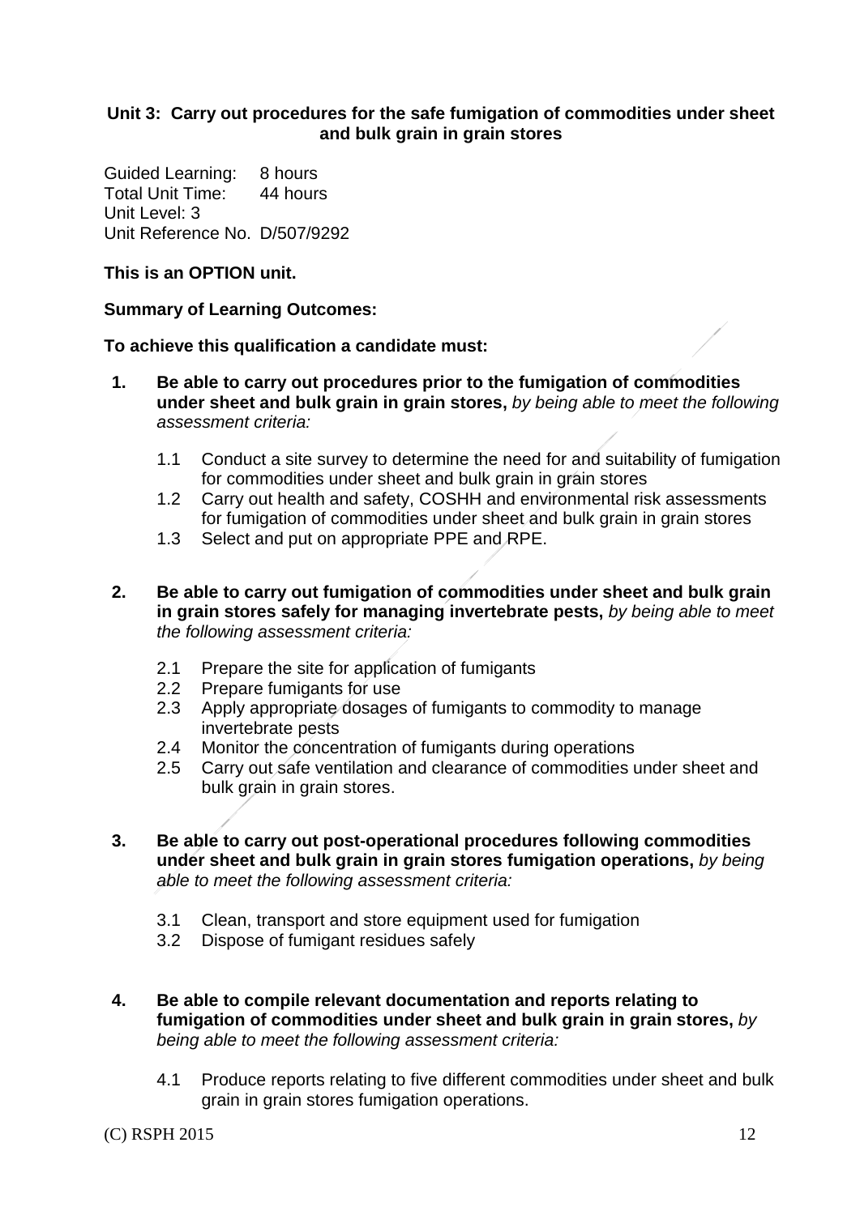### Unit 3: Carry out procedures for the safe fumigation of commodities under sheet and bulk grain in grain stores

Guided Learning: 8 hours
Total Unit Time: 44 hours
Unit Level: 3
Unit Reference No. D/507/9292

**This is an OPTION unit.**

**Summary of Learning Outcomes:**

**To achieve this qualification a candidate must:**

1. **Be able to carry out procedures prior to the fumigation of commodities under sheet and bulk grain in grain stores,** *by being able to meet the following assessment criteria:*

   1.1 Conduct a site survey to determine the need for and suitability of fumigation for commodities under sheet and bulk grain in grain stores
   1.2 Carry out health and safety, COSHH and environmental risk assessments for fumigation of commodities under sheet and bulk grain in grain stores
   1.3 Select and put on appropriate PPE and RPE.

2. **Be able to carry out fumigation of commodities under sheet and bulk grain in grain stores safely for managing invertebrate pests,** *by being able to meet the following assessment criteria:*

   2.1 Prepare the site for application of fumigants
   2.2 Prepare fumigants for use
   2.3 Apply appropriate dosages of fumigants to commodity to manage invertebrate pests
   2.4 Monitor the concentration of fumigants during operations
   2.5 Carry out safe ventilation and clearance of commodities under sheet and bulk grain in grain stores.

3. **Be able to carry out post-operational procedures following commodities under sheet and bulk grain in grain stores fumigation operations,** *by being able to meet the following assessment criteria:*

   3.1 Clean, transport and store equipment used for fumigation
   3.2 Dispose of fumigant residues safely

4. **Be able to compile relevant documentation and reports relating to fumigation of commodities under sheet and bulk grain in grain stores,** *by being able to meet the following assessment criteria:*

   4.1 Produce reports relating to five different commodities under sheet and bulk grain in grain stores fumigation operations.

(C) RSPH 2015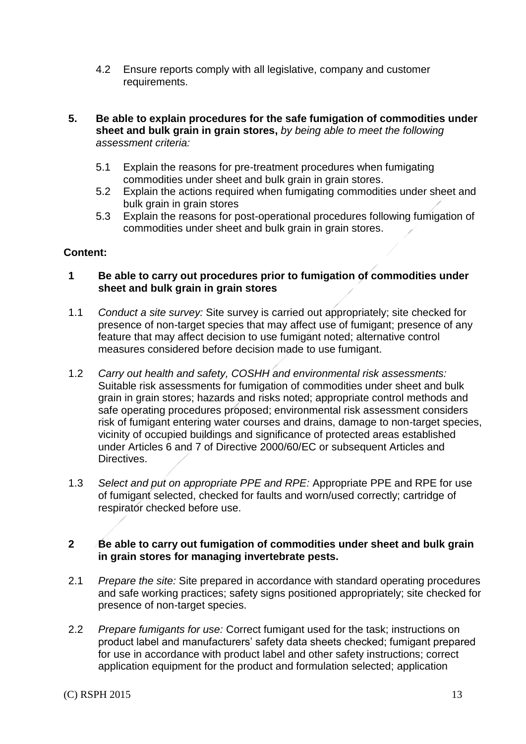4.2 Ensure reports comply with all legislative, company and customer requirements.

**5. Be able to explain procedures for the safe fumigation of commodities under sheet and bulk grain in grain stores,** *by being able to meet the following assessment criteria:*

5.1 Explain the reasons for pre-treatment procedures when fumigating commodities under sheet and bulk grain in grain stores.
5.2 Explain the actions required when fumigating commodities under sheet and bulk grain in grain stores
5.3 Explain the reasons for post-operational procedures following fumigation of commodities under sheet and bulk grain in grain stores.

**Content:**

**1 Be able to carry out procedures prior to fumigation of commodities under sheet and bulk grain in grain stores**

1.1 *Conduct a site survey:* Site survey is carried out appropriately; site checked for presence of non-target species that may affect use of fumigant; presence of any feature that may affect decision to use fumigant noted; alternative control measures considered before decision made to use fumigant.

1.2 *Carry out health and safety, COSHH and environmental risk assessments:* Suitable risk assessments for fumigation of commodities under sheet and bulk grain in grain stores; hazards and risks noted; appropriate control methods and safe operating procedures proposed; environmental risk assessment considers risk of fumigant entering water courses and drains, damage to non-target species, vicinity of occupied buildings and significance of protected areas established under Articles 6 and 7 of Directive 2000/60/EC or subsequent Articles and Directives.

1.3 *Select and put on appropriate PPE and RPE:* Appropriate PPE and RPE for use of fumigant selected, checked for faults and worn/used correctly; cartridge of respirator checked before use.

**2 Be able to carry out fumigation of commodities under sheet and bulk grain in grain stores for managing invertebrate pests.**

2.1 *Prepare the site:* Site prepared in accordance with standard operating procedures and safe working practices; safety signs positioned appropriately; site checked for presence of non-target species.

2.2 *Prepare fumigants for use:* Correct fumigant used for the task; instructions on product label and manufacturers' safety data sheets checked; fumigant prepared for use in accordance with product label and other safety instructions; correct application equipment for the product and formulation selected; application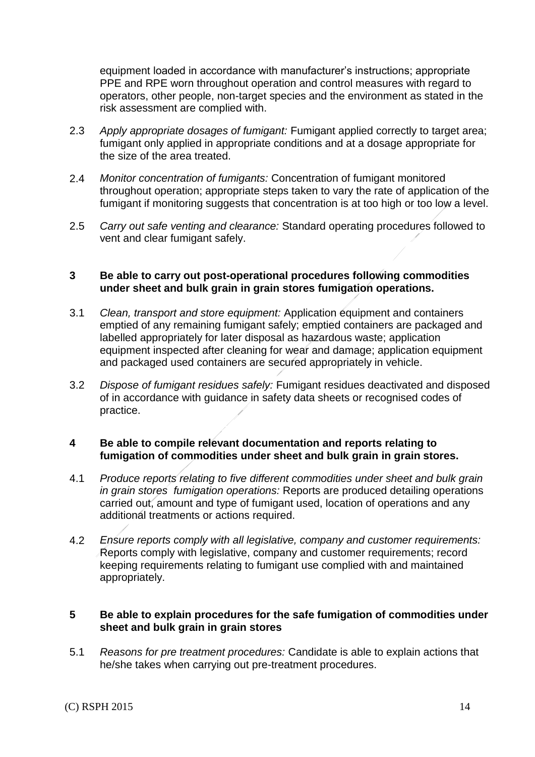equipment loaded in accordance with manufacturer's instructions; appropriate PPE and RPE worn throughout operation and control measures with regard to operators, other people, non-target species and the environment as stated in the risk assessment are complied with.

2.3 *Apply appropriate dosages of fumigant:* Fumigant applied correctly to target area; fumigant only applied in appropriate conditions and at a dosage appropriate for the size of the area treated.

2.4 *Monitor concentration of fumigants:* Concentration of fumigant monitored throughout operation; appropriate steps taken to vary the rate of application of the fumigant if monitoring suggests that concentration is at too high or too low a level.

2.5 *Carry out safe venting and clearance:* Standard operating procedures followed to vent and clear fumigant safely.

**3 Be able to carry out post-operational procedures following commodities under sheet and bulk grain in grain stores fumigation operations.**

3.1 *Clean, transport and store equipment:* Application equipment and containers emptied of any remaining fumigant safely; emptied containers are packaged and labelled appropriately for later disposal as hazardous waste; application equipment inspected after cleaning for wear and damage; application equipment and packaged used containers are secured appropriately in vehicle.

3.2 *Dispose of fumigant residues safely:* Fumigant residues deactivated and disposed of in accordance with guidance in safety data sheets or recognised codes of practice.

**4 Be able to compile relevant documentation and reports relating to fumigation of commodities under sheet and bulk grain in grain stores.**

4.1 *Produce reports relating to five different commodities under sheet and bulk grain in grain stores fumigation operations:* Reports are produced detailing operations carried out, amount and type of fumigant used, location of operations and any additional treatments or actions required.

4.2 *Ensure reports comply with all legislative, company and customer requirements:* Reports comply with legislative, company and customer requirements; record keeping requirements relating to fumigant use complied with and maintained appropriately.

**5 Be able to explain procedures for the safe fumigation of commodities under sheet and bulk grain in grain stores**

5.1 *Reasons for pre treatment procedures:* Candidate is able to explain actions that he/she takes when carrying out pre-treatment procedures.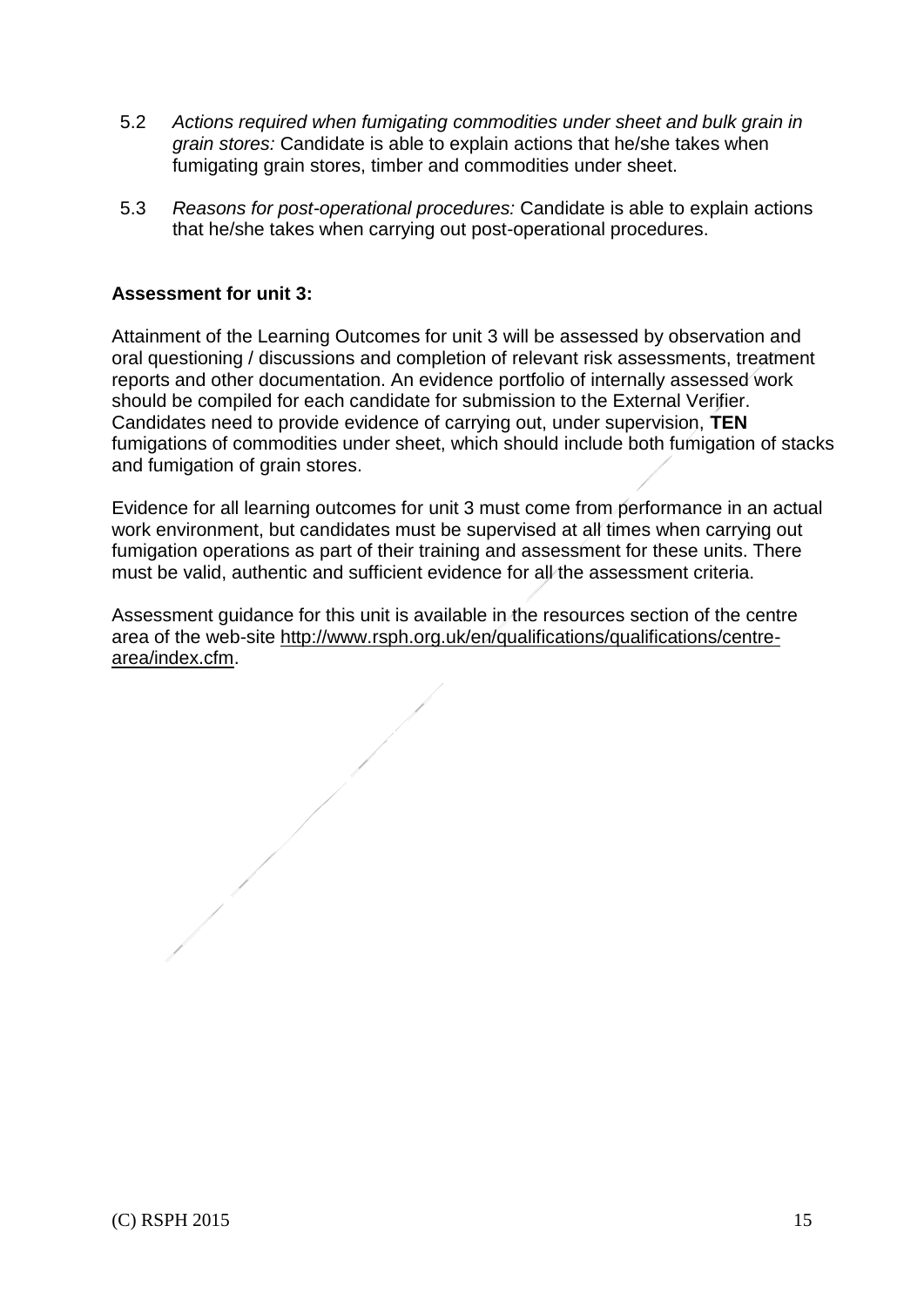5.2 *Actions required when fumigating commodities under sheet and bulk grain in grain stores:* Candidate is able to explain actions that he/she takes when fumigating grain stores, timber and commodities under sheet.

5.3 *Reasons for post-operational procedures:* Candidate is able to explain actions that he/she takes when carrying out post-operational procedures.

**Assessment for unit 3:**

Attainment of the Learning Outcomes for unit 3 will be assessed by observation and oral questioning / discussions and completion of relevant risk assessments, treatment reports and other documentation. An evidence portfolio of internally assessed work should be compiled for each candidate for submission to the External Verifier. Candidates need to provide evidence of carrying out, under supervision, **TEN** fumigations of commodities under sheet, which should include both fumigation of stacks and fumigation of grain stores.

Evidence for all learning outcomes for unit 3 must come from performance in an actual work environment, but candidates must be supervised at all times when carrying out fumigation operations as part of their training and assessment for these units. There must be valid, authentic and sufficient evidence for all the assessment criteria.

Assessment guidance for this unit is available in the resources section of the centre area of the web-site http://www.rsph.org.uk/en/qualifications/qualifications/centre-area/index.cfm.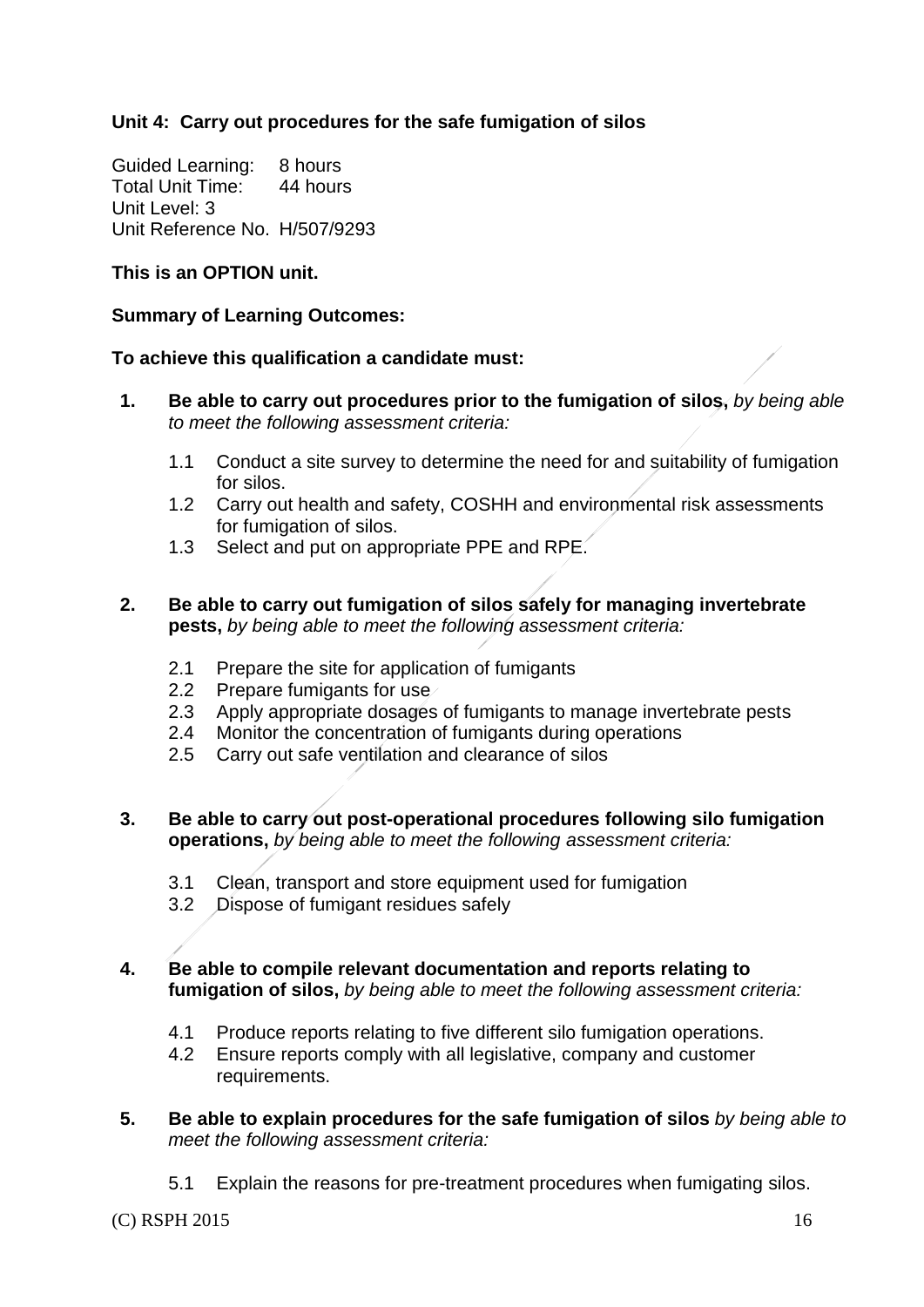**Unit 4: Carry out procedures for the safe fumigation of silos**

Guided Learning: 8 hours
Total Unit Time: 44 hours
Unit Level: 3
Unit Reference No. H/507/9293

**This is an OPTION unit.**

**Summary of Learning Outcomes:**

**To achieve this qualification a candidate must:**

1. **Be able to carry out procedures prior to the fumigation of silos,** *by being able to meet the following assessment criteria:*

   1.1 Conduct a site survey to determine the need for and suitability of fumigation for silos.
   1.2 Carry out health and safety, COSHH and environmental risk assessments for fumigation of silos.
   1.3 Select and put on appropriate PPE and RPE.

2. **Be able to carry out fumigation of silos safely for managing invertebrate pests,** *by being able to meet the following assessment criteria:*

   2.1 Prepare the site for application of fumigants
   2.2 Prepare fumigants for use
   2.3 Apply appropriate dosages of fumigants to manage invertebrate pests
   2.4 Monitor the concentration of fumigants during operations
   2.5 Carry out safe ventilation and clearance of silos

3. **Be able to carry out post-operational procedures following silo fumigation operations,** *by being able to meet the following assessment criteria:*

   3.1 Clean, transport and store equipment used for fumigation
   3.2 Dispose of fumigant residues safely

4. **Be able to compile relevant documentation and reports relating to fumigation of silos,** *by being able to meet the following assessment criteria:*

   4.1 Produce reports relating to five different silo fumigation operations.
   4.2 Ensure reports comply with all legislative, company and customer requirements.

5. **Be able to explain procedures for the safe fumigation of silos** *by being able to meet the following assessment criteria:*

   5.1 Explain the reasons for pre-treatment procedures when fumigating silos.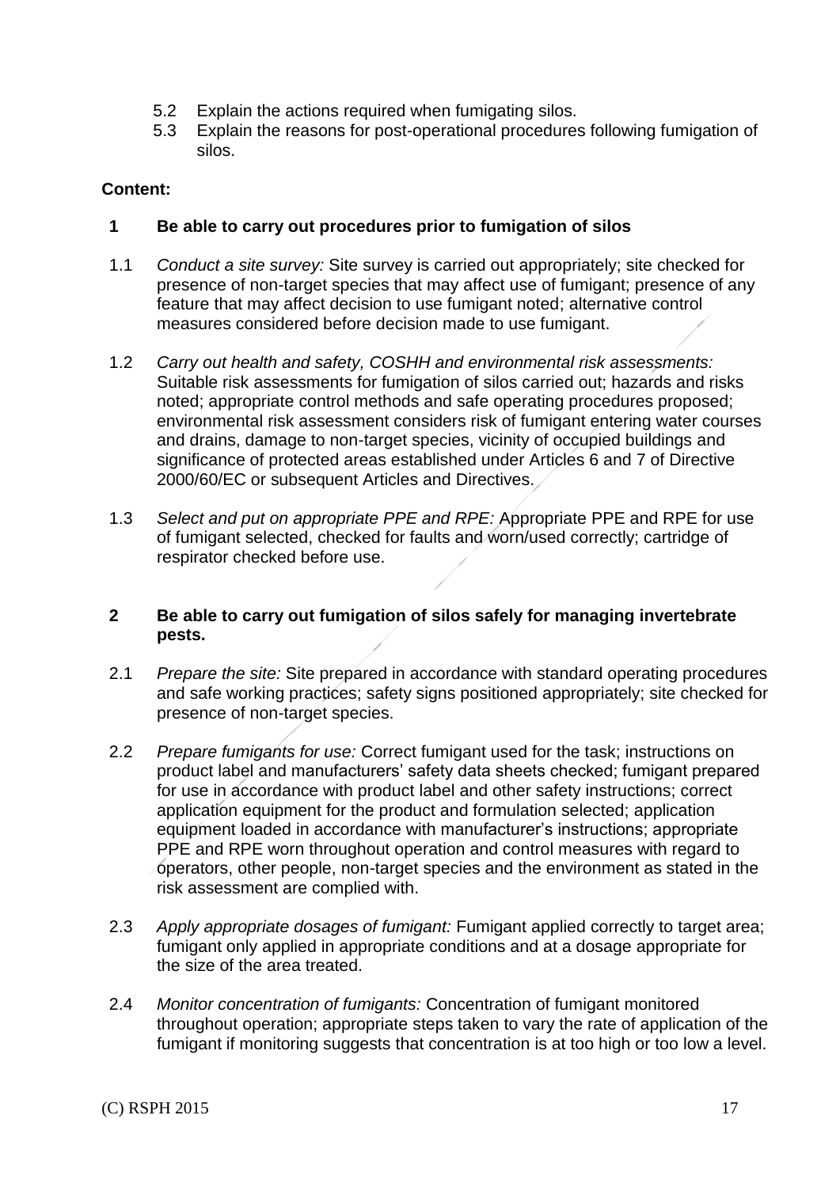5.2 Explain the actions required when fumigating silos.
5.3 Explain the reasons for post-operational procedures following fumigation of silos.

**Content:**

**1 Be able to carry out procedures prior to fumigation of silos**

1.1 *Conduct a site survey:* Site survey is carried out appropriately; site checked for presence of non-target species that may affect use of fumigant; presence of any feature that may affect decision to use fumigant noted; alternative control measures considered before decision made to use fumigant.

1.2 *Carry out health and safety, COSHH and environmental risk assessments:* Suitable risk assessments for fumigation of silos carried out; hazards and risks noted; appropriate control methods and safe operating procedures proposed; environmental risk assessment considers risk of fumigant entering water courses and drains, damage to non-target species, vicinity of occupied buildings and significance of protected areas established under Articles 6 and 7 of Directive 2000/60/EC or subsequent Articles and Directives.

1.3 *Select and put on appropriate PPE and RPE:* Appropriate PPE and RPE for use of fumigant selected, checked for faults and worn/used correctly; cartridge of respirator checked before use.

**2 Be able to carry out fumigation of silos safely for managing invertebrate pests.**

2.1 *Prepare the site:* Site prepared in accordance with standard operating procedures and safe working practices; safety signs positioned appropriately; site checked for presence of non-target species.

2.2 *Prepare fumigants for use:* Correct fumigant used for the task; instructions on product label and manufacturers' safety data sheets checked; fumigant prepared for use in accordance with product label and other safety instructions; correct application equipment for the product and formulation selected; application equipment loaded in accordance with manufacturer's instructions; appropriate PPE and RPE worn throughout operation and control measures with regard to operators, other people, non-target species and the environment as stated in the risk assessment are complied with.

2.3 *Apply appropriate dosages of fumigant:* Fumigant applied correctly to target area; fumigant only applied in appropriate conditions and at a dosage appropriate for the size of the area treated.

2.4 *Monitor concentration of fumigants:* Concentration of fumigant monitored throughout operation; appropriate steps taken to vary the rate of application of the fumigant if monitoring suggests that concentration is at too high or too low a level.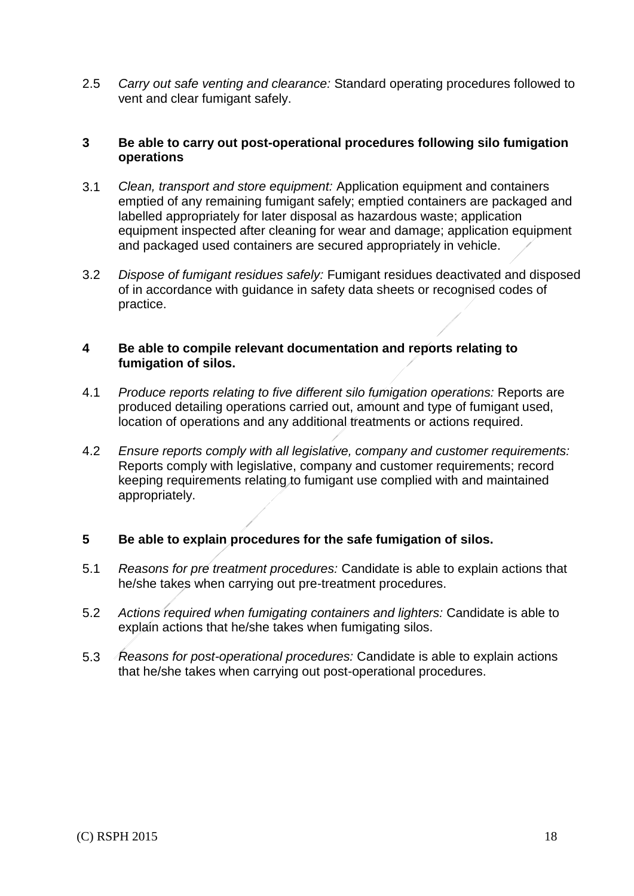2.5 *Carry out safe venting and clearance:* Standard operating procedures followed to vent and clear fumigant safely.

**3 Be able to carry out post-operational procedures following silo fumigation operations**

3.1 *Clean, transport and store equipment:* Application equipment and containers emptied of any remaining fumigant safely; emptied containers are packaged and labelled appropriately for later disposal as hazardous waste; application equipment inspected after cleaning for wear and damage; application equipment and packaged used containers are secured appropriately in vehicle.

3.2 *Dispose of fumigant residues safely:* Fumigant residues deactivated and disposed of in accordance with guidance in safety data sheets or recognised codes of practice.

**4 Be able to compile relevant documentation and reports relating to fumigation of silos.**

4.1 *Produce reports relating to five different silo fumigation operations:* Reports are produced detailing operations carried out, amount and type of fumigant used, location of operations and any additional treatments or actions required.

4.2 *Ensure reports comply with all legislative, company and customer requirements:* Reports comply with legislative, company and customer requirements; record keeping requirements relating to fumigant use complied with and maintained appropriately.

**5 Be able to explain procedures for the safe fumigation of silos.**

5.1 *Reasons for pre treatment procedures:* Candidate is able to explain actions that he/she takes when carrying out pre-treatment procedures.

5.2 *Actions required when fumigating containers and lighters:* Candidate is able to explain actions that he/she takes when fumigating silos.

5.3 *Reasons for post-operational procedures:* Candidate is able to explain actions that he/she takes when carrying out post-operational procedures.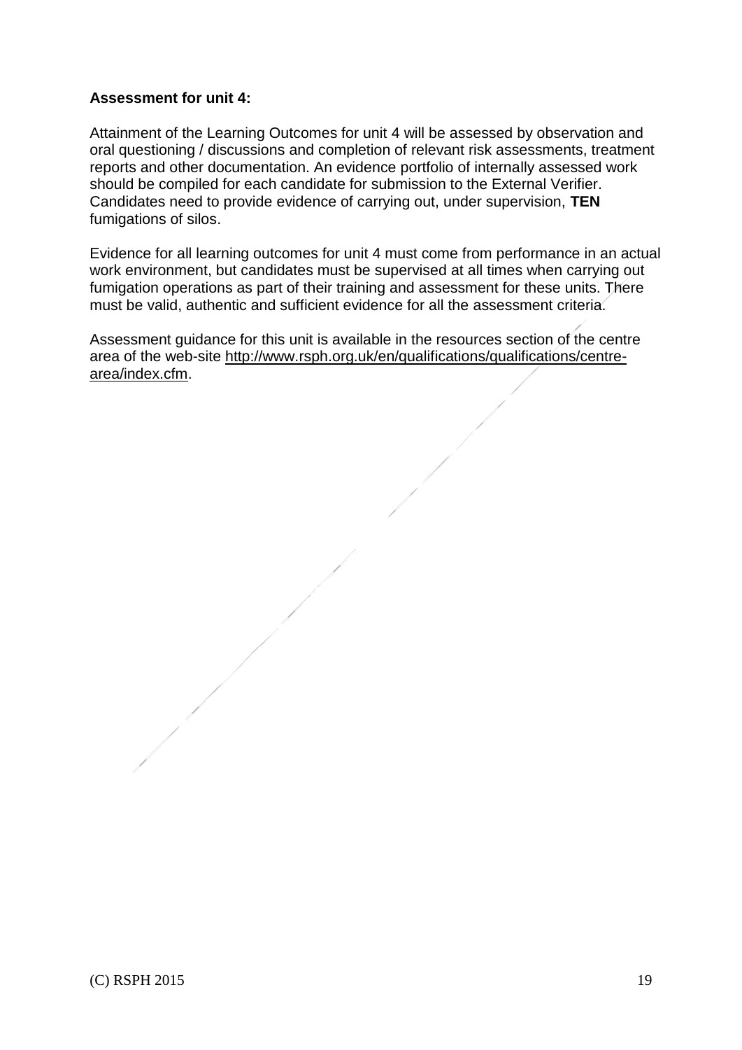**Assessment for unit 4:**

Attainment of the Learning Outcomes for unit 4 will be assessed by observation and oral questioning / discussions and completion of relevant risk assessments, treatment reports and other documentation. An evidence portfolio of internally assessed work should be compiled for each candidate for submission to the External Verifier. Candidates need to provide evidence of carrying out, under supervision, **TEN** fumigations of silos.

Evidence for all learning outcomes for unit 4 must come from performance in an actual work environment, but candidates must be supervised at all times when carrying out fumigation operations as part of their training and assessment for these units. There must be valid, authentic and sufficient evidence for all the assessment criteria.

Assessment guidance for this unit is available in the resources section of the centre area of the web-site http://www.rsph.org.uk/en/qualifications/qualifications/centre-area/index.cfm.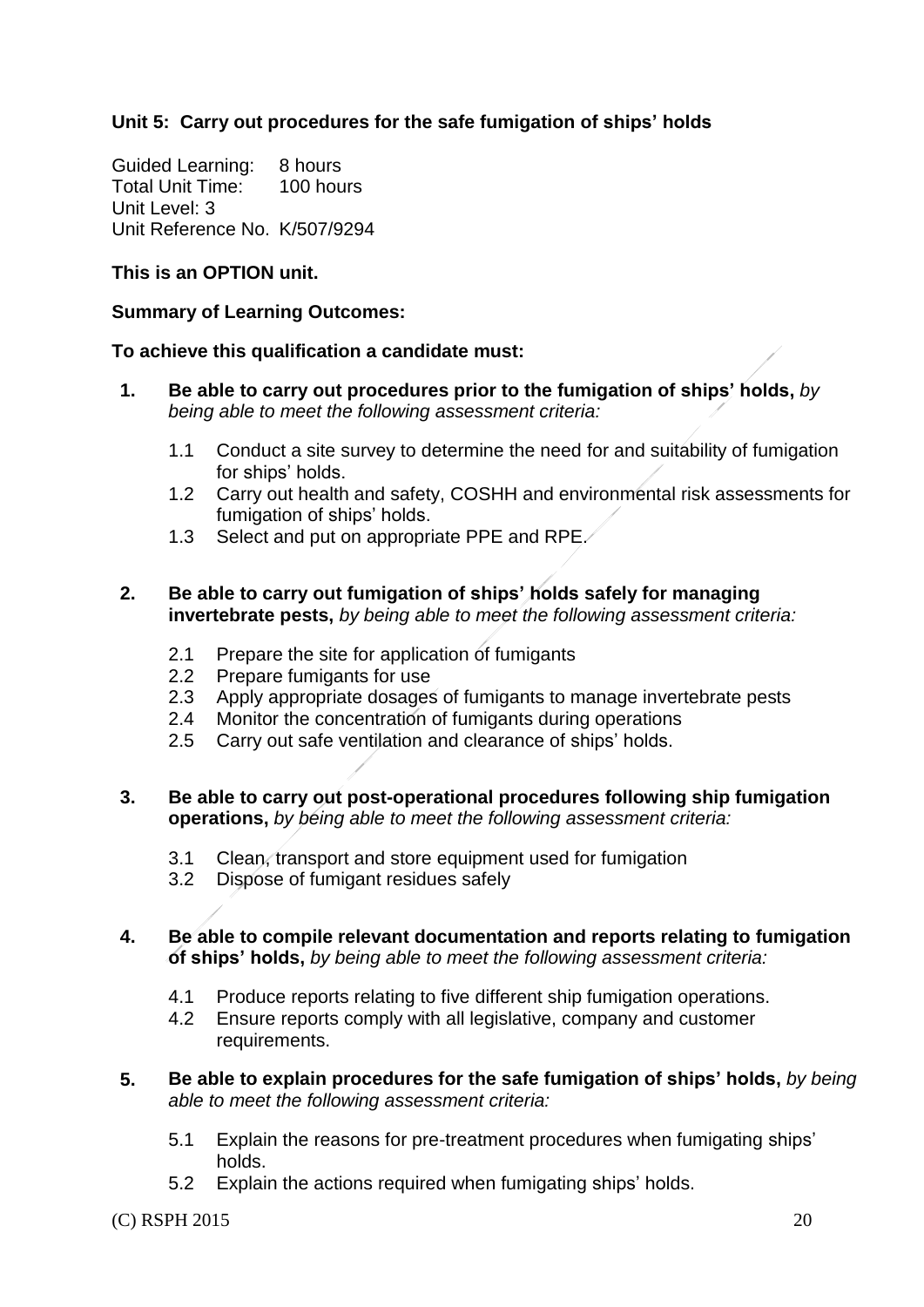**Unit 5: Carry out procedures for the safe fumigation of ships' holds**

Guided Learning: 8 hours
Total Unit Time: 100 hours
Unit Level: 3
Unit Reference No. K/507/9294

**This is an OPTION unit.**

**Summary of Learning Outcomes:**

**To achieve this qualification a candidate must:**

1. **Be able to carry out procedures prior to the fumigation of ships' holds,** *by being able to meet the following assessment criteria:*

   1.1 Conduct a site survey to determine the need for and suitability of fumigation for ships' holds.
   1.2 Carry out health and safety, COSHH and environmental risk assessments for fumigation of ships' holds.
   1.3 Select and put on appropriate PPE and RPE.

2. **Be able to carry out fumigation of ships' holds safely for managing invertebrate pests,** *by being able to meet the following assessment criteria:*

   2.1 Prepare the site for application of fumigants
   2.2 Prepare fumigants for use
   2.3 Apply appropriate dosages of fumigants to manage invertebrate pests
   2.4 Monitor the concentration of fumigants during operations
   2.5 Carry out safe ventilation and clearance of ships' holds.

3. **Be able to carry out post-operational procedures following ship fumigation operations,** *by being able to meet the following assessment criteria:*

   3.1 Clean, transport and store equipment used for fumigation
   3.2 Dispose of fumigant residues safely

4. **Be able to compile relevant documentation and reports relating to fumigation of ships' holds,** *by being able to meet the following assessment criteria:*

   4.1 Produce reports relating to five different ship fumigation operations.
   4.2 Ensure reports comply with all legislative, company and customer requirements.

5. **Be able to explain procedures for the safe fumigation of ships' holds,** *by being able to meet the following assessment criteria:*

   5.1 Explain the reasons for pre-treatment procedures when fumigating ships' holds.
   5.2 Explain the actions required when fumigating ships' holds.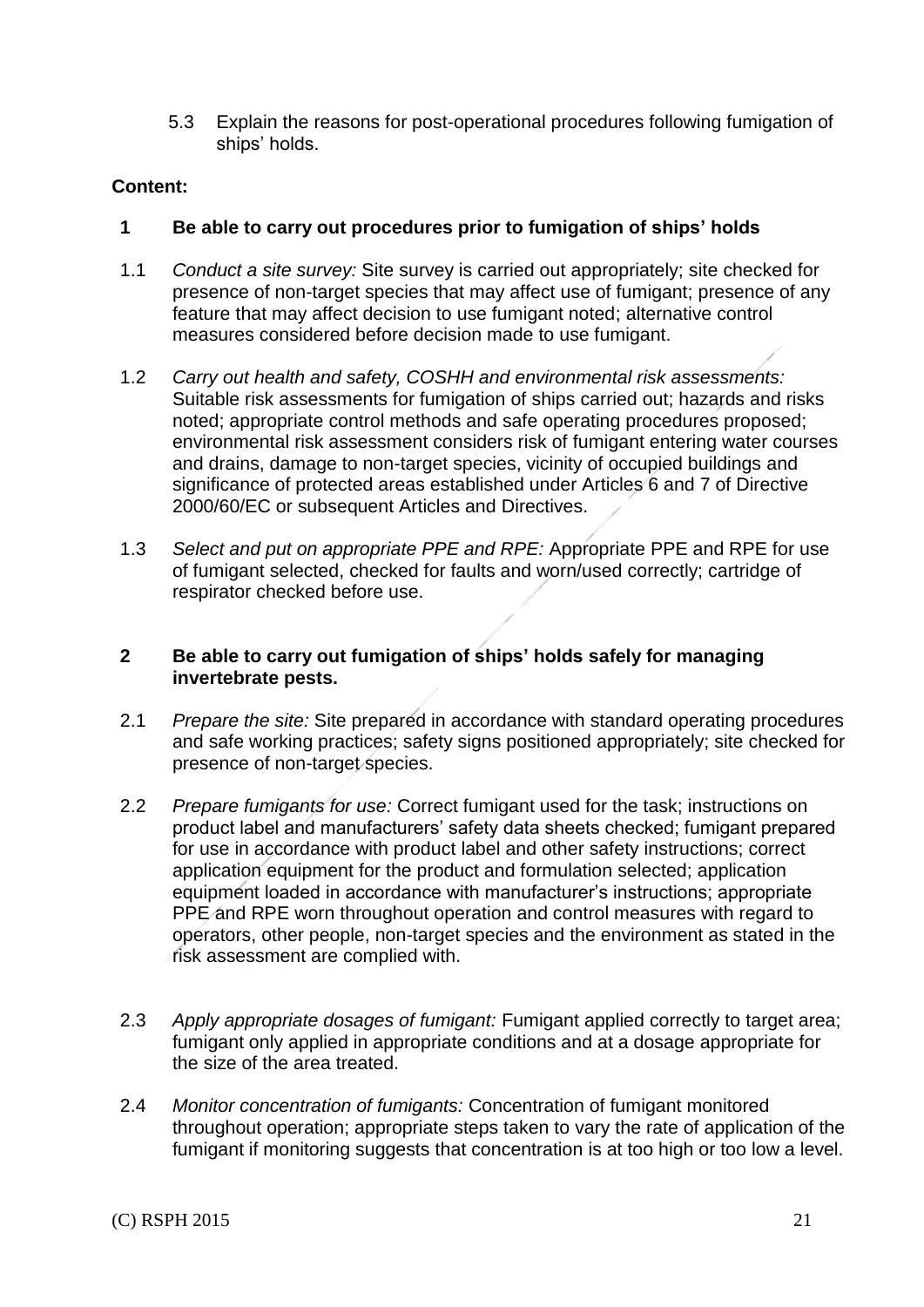5.3 Explain the reasons for post-operational procedures following fumigation of ships' holds.

**Content:**

**1 Be able to carry out procedures prior to fumigation of ships' holds**

1.1 *Conduct a site survey:* Site survey is carried out appropriately; site checked for presence of non-target species that may affect use of fumigant; presence of any feature that may affect decision to use fumigant noted; alternative control measures considered before decision made to use fumigant.

1.2 *Carry out health and safety, COSHH and environmental risk assessments:* Suitable risk assessments for fumigation of ships carried out; hazards and risks noted; appropriate control methods and safe operating procedures proposed; environmental risk assessment considers risk of fumigant entering water courses and drains, damage to non-target species, vicinity of occupied buildings and significance of protected areas established under Articles 6 and 7 of Directive 2000/60/EC or subsequent Articles and Directives.

1.3 *Select and put on appropriate PPE and RPE:* Appropriate PPE and RPE for use of fumigant selected, checked for faults and worn/used correctly; cartridge of respirator checked before use.

**2 Be able to carry out fumigation of ships' holds safely for managing invertebrate pests.**

2.1 *Prepare the site:* Site prepared in accordance with standard operating procedures and safe working practices; safety signs positioned appropriately; site checked for presence of non-target species.

2.2 *Prepare fumigants for use:* Correct fumigant used for the task; instructions on product label and manufacturers' safety data sheets checked; fumigant prepared for use in accordance with product label and other safety instructions; correct application equipment for the product and formulation selected; application equipment loaded in accordance with manufacturer's instructions; appropriate PPE and RPE worn throughout operation and control measures with regard to operators, other people, non-target species and the environment as stated in the risk assessment are complied with.

2.3 *Apply appropriate dosages of fumigant:* Fumigant applied correctly to target area; fumigant only applied in appropriate conditions and at a dosage appropriate for the size of the area treated.

2.4 *Monitor concentration of fumigants:* Concentration of fumigant monitored throughout operation; appropriate steps taken to vary the rate of application of the fumigant if monitoring suggests that concentration is at too high or too low a level.

(C) RSPH 2015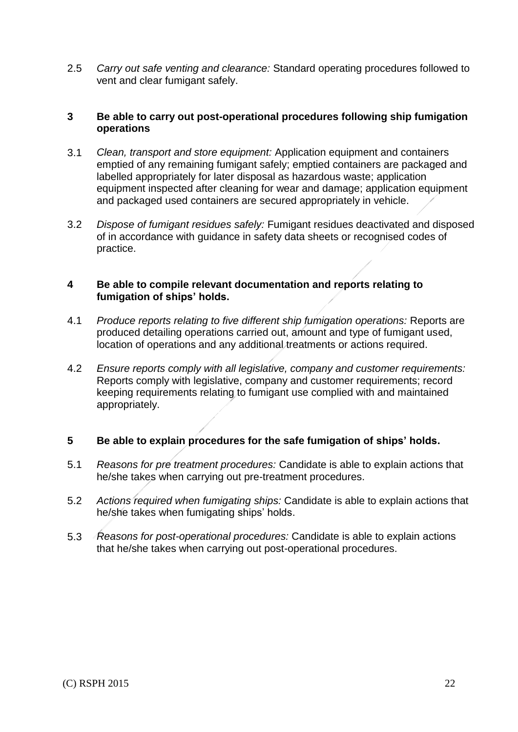2.5 *Carry out safe venting and clearance:* Standard operating procedures followed to vent and clear fumigant safely.

**3 Be able to carry out post-operational procedures following ship fumigation operations**

3.1 *Clean, transport and store equipment:* Application equipment and containers emptied of any remaining fumigant safely; emptied containers are packaged and labelled appropriately for later disposal as hazardous waste; application equipment inspected after cleaning for wear and damage; application equipment and packaged used containers are secured appropriately in vehicle.

3.2 *Dispose of fumigant residues safely:* Fumigant residues deactivated and disposed of in accordance with guidance in safety data sheets or recognised codes of practice.

**4 Be able to compile relevant documentation and reports relating to fumigation of ships' holds.**

4.1 *Produce reports relating to five different ship fumigation operations:* Reports are produced detailing operations carried out, amount and type of fumigant used, location of operations and any additional treatments or actions required.

4.2 *Ensure reports comply with all legislative, company and customer requirements:* Reports comply with legislative, company and customer requirements; record keeping requirements relating to fumigant use complied with and maintained appropriately.

**5 Be able to explain procedures for the safe fumigation of ships' holds.**

5.1 *Reasons for pre treatment procedures:* Candidate is able to explain actions that he/she takes when carrying out pre-treatment procedures.

5.2 *Actions required when fumigating ships:* Candidate is able to explain actions that he/she takes when fumigating ships' holds.

5.3 *Reasons for post-operational procedures:* Candidate is able to explain actions that he/she takes when carrying out post-operational procedures.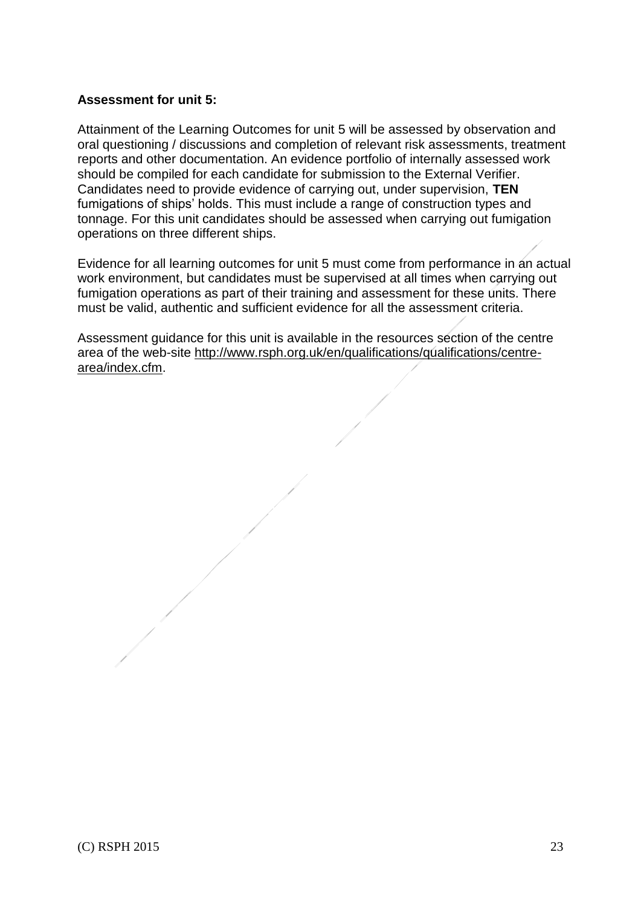**Assessment for unit 5:**

Attainment of the Learning Outcomes for unit 5 will be assessed by observation and oral questioning / discussions and completion of relevant risk assessments, treatment reports and other documentation. An evidence portfolio of internally assessed work should be compiled for each candidate for submission to the External Verifier. Candidates need to provide evidence of carrying out, under supervision, **TEN** fumigations of ships' holds. This must include a range of construction types and tonnage. For this unit candidates should be assessed when carrying out fumigation operations on three different ships.

Evidence for all learning outcomes for unit 5 must come from performance in an actual work environment, but candidates must be supervised at all times when carrying out fumigation operations as part of their training and assessment for these units. There must be valid, authentic and sufficient evidence for all the assessment criteria.

Assessment guidance for this unit is available in the resources section of the centre area of the web-site http://www.rsph.org.uk/en/qualifications/qualifications/centre-area/index.cfm.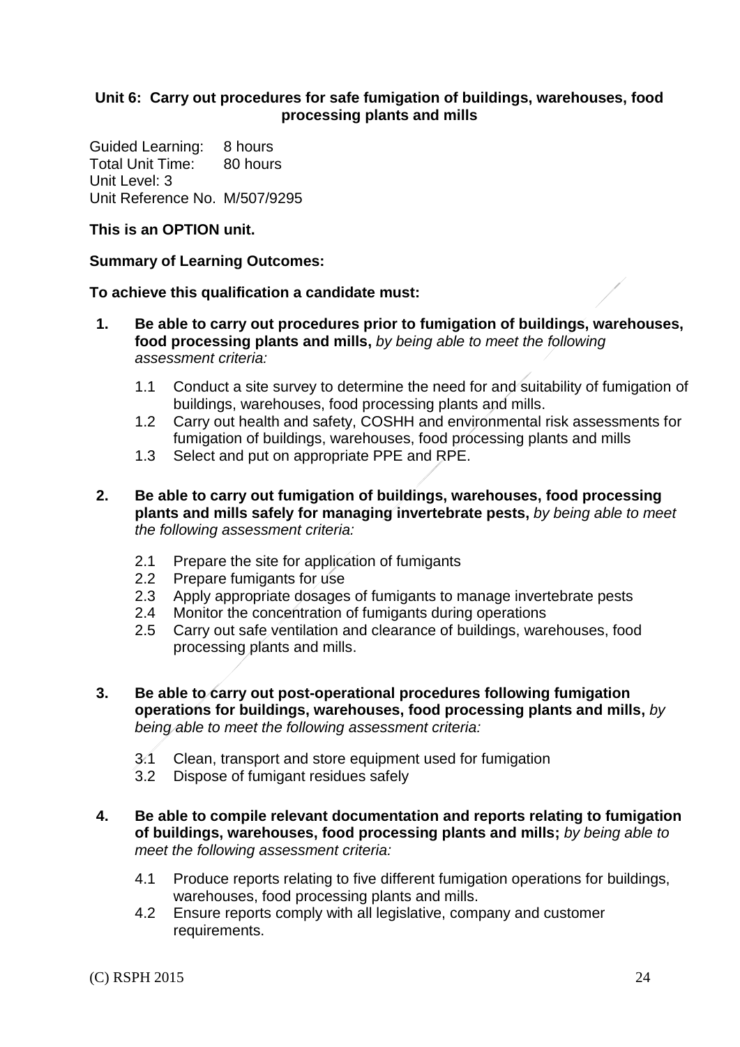### Unit 6: Carry out procedures for safe fumigation of buildings, warehouses, food processing plants and mills

Guided Learning: 8 hours
Total Unit Time: 80 hours
Unit Level: 3
Unit Reference No. M/507/9295

**This is an OPTION unit.**

**Summary of Learning Outcomes:**

**To achieve this qualification a candidate must:**

1. **Be able to carry out procedures prior to fumigation of buildings, warehouses, food processing plants and mills,** *by being able to meet the following assessment criteria:*

   1.1 Conduct a site survey to determine the need for and suitability of fumigation of buildings, warehouses, food processing plants and mills.
   1.2 Carry out health and safety, COSHH and environmental risk assessments for fumigation of buildings, warehouses, food processing plants and mills
   1.3 Select and put on appropriate PPE and RPE.

2. **Be able to carry out fumigation of buildings, warehouses, food processing plants and mills safely for managing invertebrate pests,** *by being able to meet the following assessment criteria:*

   2.1 Prepare the site for application of fumigants
   2.2 Prepare fumigants for use
   2.3 Apply appropriate dosages of fumigants to manage invertebrate pests
   2.4 Monitor the concentration of fumigants during operations
   2.5 Carry out safe ventilation and clearance of buildings, warehouses, food processing plants and mills.

3. **Be able to carry out post-operational procedures following fumigation operations for buildings, warehouses, food processing plants and mills,** *by being able to meet the following assessment criteria:*

   3.1 Clean, transport and store equipment used for fumigation
   3.2 Dispose of fumigant residues safely

4. **Be able to compile relevant documentation and reports relating to fumigation of buildings, warehouses, food processing plants and mills;** *by being able to meet the following assessment criteria:*

   4.1 Produce reports relating to five different fumigation operations for buildings, warehouses, food processing plants and mills.
   4.2 Ensure reports comply with all legislative, company and customer requirements.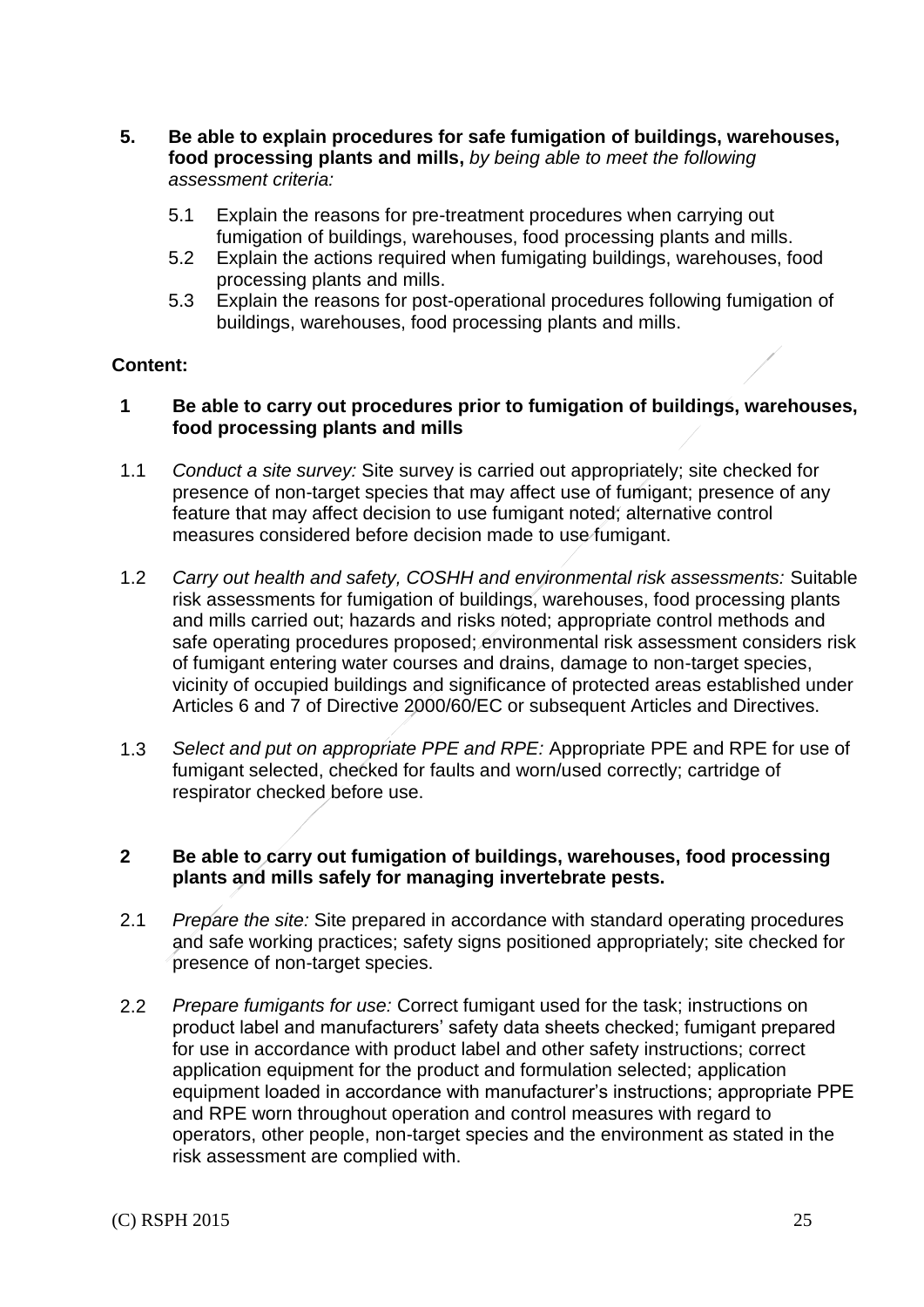5. **Be able to explain procedures for safe fumigation of buildings, warehouses, food processing plants and mills,** *by being able to meet the following assessment criteria:*

   5.1 Explain the reasons for pre-treatment procedures when carrying out fumigation of buildings, warehouses, food processing plants and mills.
   5.2 Explain the actions required when fumigating buildings, warehouses, food processing plants and mills.
   5.3 Explain the reasons for post-operational procedures following fumigation of buildings, warehouses, food processing plants and mills.

**Content:**

**1 Be able to carry out procedures prior to fumigation of buildings, warehouses, food processing plants and mills**

1.1 *Conduct a site survey:* Site survey is carried out appropriately; site checked for presence of non-target species that may affect use of fumigant; presence of any feature that may affect decision to use fumigant noted; alternative control measures considered before decision made to use fumigant.

1.2 *Carry out health and safety, COSHH and environmental risk assessments:* Suitable risk assessments for fumigation of buildings, warehouses, food processing plants and mills carried out; hazards and risks noted; appropriate control methods and safe operating procedures proposed; environmental risk assessment considers risk of fumigant entering water courses and drains, damage to non-target species, vicinity of occupied buildings and significance of protected areas established under Articles 6 and 7 of Directive 2000/60/EC or subsequent Articles and Directives.

1.3 *Select and put on appropriate PPE and RPE:* Appropriate PPE and RPE for use of fumigant selected, checked for faults and worn/used correctly; cartridge of respirator checked before use.

**2 Be able to carry out fumigation of buildings, warehouses, food processing plants and mills safely for managing invertebrate pests.**

2.1 *Prepare the site:* Site prepared in accordance with standard operating procedures and safe working practices; safety signs positioned appropriately; site checked for presence of non-target species.

2.2 *Prepare fumigants for use:* Correct fumigant used for the task; instructions on product label and manufacturers' safety data sheets checked; fumigant prepared for use in accordance with product label and other safety instructions; correct application equipment for the product and formulation selected; application equipment loaded in accordance with manufacturer's instructions; appropriate PPE and RPE worn throughout operation and control measures with regard to operators, other people, non-target species and the environment as stated in the risk assessment are complied with.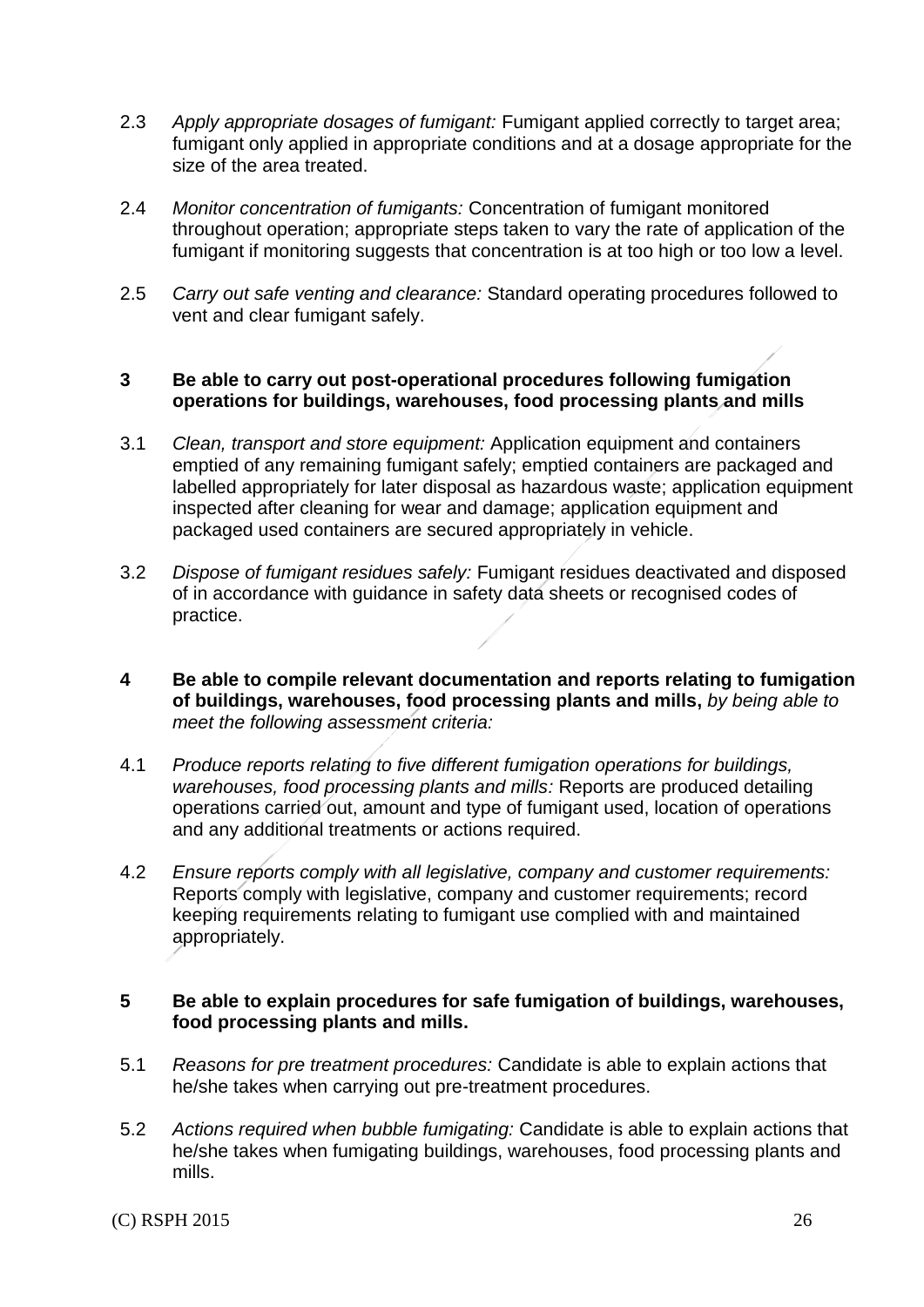2.3 *Apply appropriate dosages of fumigant:* Fumigant applied correctly to target area; fumigant only applied in appropriate conditions and at a dosage appropriate for the size of the area treated.

2.4 *Monitor concentration of fumigants:* Concentration of fumigant monitored throughout operation; appropriate steps taken to vary the rate of application of the fumigant if monitoring suggests that concentration is at too high or too low a level.

2.5 *Carry out safe venting and clearance:* Standard operating procedures followed to vent and clear fumigant safely.

**3 Be able to carry out post-operational procedures following fumigation operations for buildings, warehouses, food processing plants and mills**

3.1 *Clean, transport and store equipment:* Application equipment and containers emptied of any remaining fumigant safely; emptied containers are packaged and labelled appropriately for later disposal as hazardous waste; application equipment inspected after cleaning for wear and damage; application equipment and packaged used containers are secured appropriately in vehicle.

3.2 *Dispose of fumigant residues safely:* Fumigant residues deactivated and disposed of in accordance with guidance in safety data sheets or recognised codes of practice.

**4 Be able to compile relevant documentation and reports relating to fumigation of buildings, warehouses, food processing plants and mills,** *by being able to meet the following assessment criteria:*

4.1 *Produce reports relating to five different fumigation operations for buildings, warehouses, food processing plants and mills:* Reports are produced detailing operations carried out, amount and type of fumigant used, location of operations and any additional treatments or actions required.

4.2 *Ensure reports comply with all legislative, company and customer requirements:* Reports comply with legislative, company and customer requirements; record keeping requirements relating to fumigant use complied with and maintained appropriately.

**5 Be able to explain procedures for safe fumigation of buildings, warehouses, food processing plants and mills.**

5.1 *Reasons for pre treatment procedures:* Candidate is able to explain actions that he/she takes when carrying out pre-treatment procedures.

5.2 *Actions required when bubble fumigating:* Candidate is able to explain actions that he/she takes when fumigating buildings, warehouses, food processing plants and mills.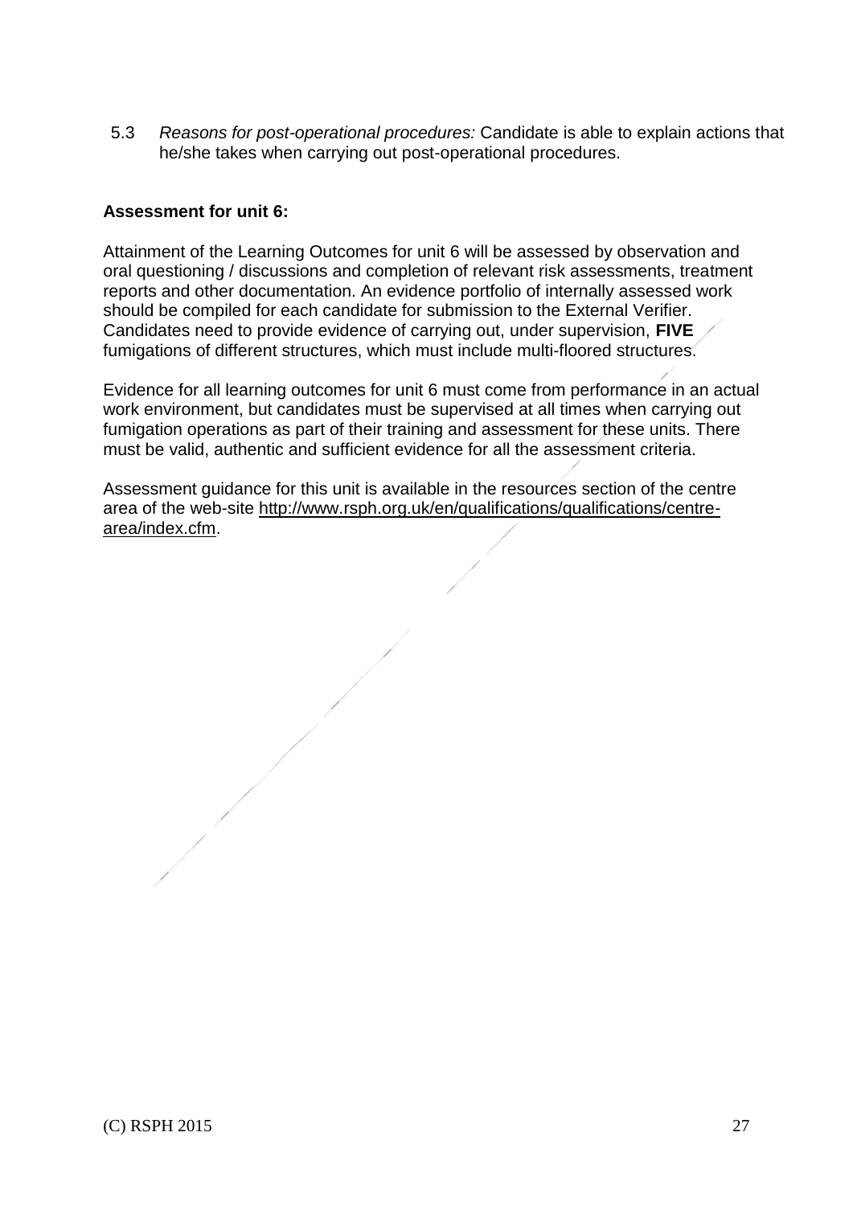5.3 *Reasons for post-operational procedures:* Candidate is able to explain actions that he/she takes when carrying out post-operational procedures.

**Assessment for unit 6:**

Attainment of the Learning Outcomes for unit 6 will be assessed by observation and oral questioning / discussions and completion of relevant risk assessments, treatment reports and other documentation. An evidence portfolio of internally assessed work should be compiled for each candidate for submission to the External Verifier. Candidates need to provide evidence of carrying out, under supervision, **FIVE** fumigations of different structures, which must include multi-floored structures.

Evidence for all learning outcomes for unit 6 must come from performance in an actual work environment, but candidates must be supervised at all times when carrying out fumigation operations as part of their training and assessment for these units. There must be valid, authentic and sufficient evidence for all the assessment criteria.

Assessment guidance for this unit is available in the resources section of the centre area of the web-site http://www.rsph.org.uk/en/qualifications/qualifications/centre-area/index.cfm.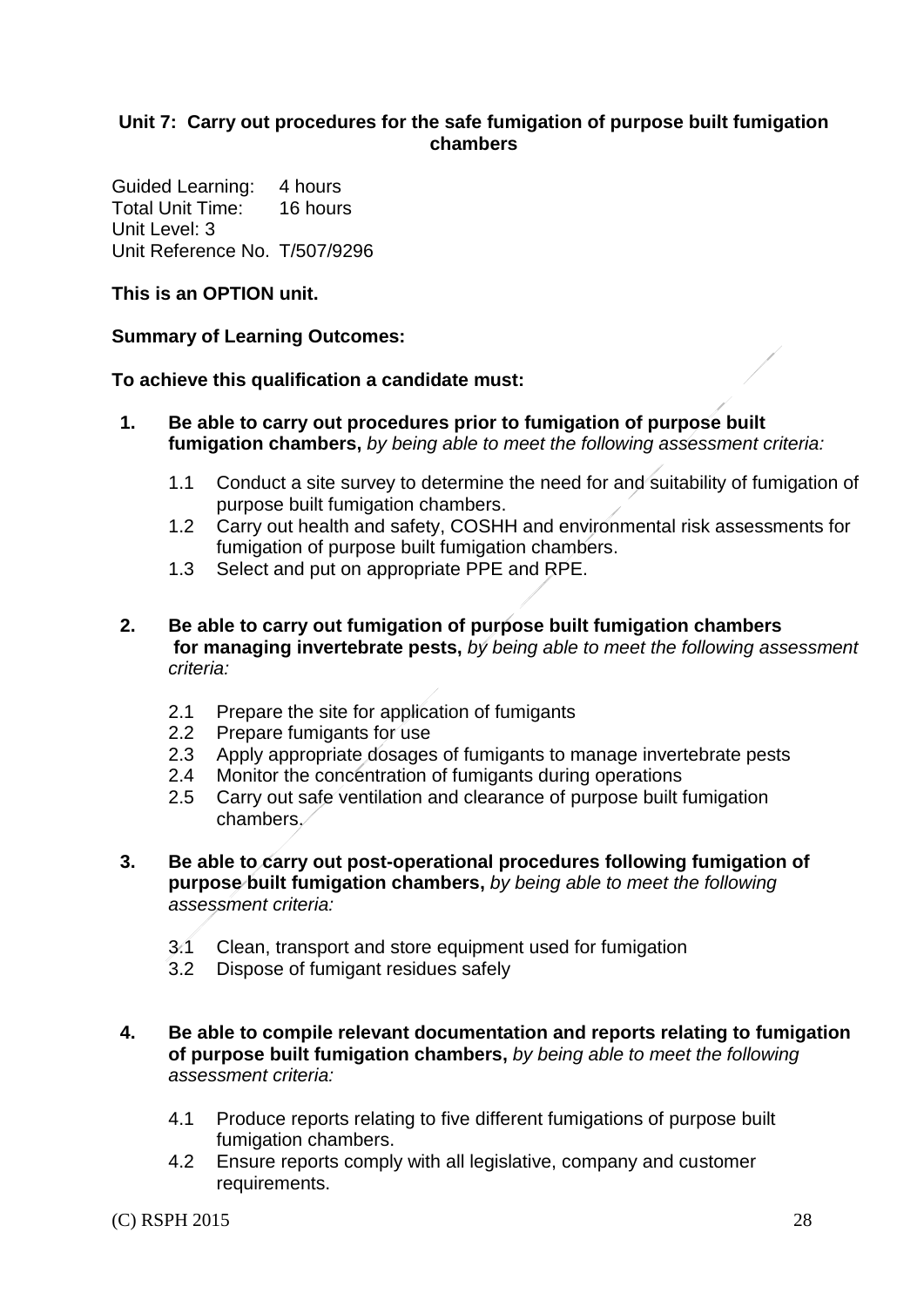## Unit 7: Carry out procedures for the safe fumigation of purpose built fumigation chambers

Guided Learning: 4 hours
Total Unit Time: 16 hours
Unit Level: 3
Unit Reference No. T/507/9296

**This is an OPTION unit.**

**Summary of Learning Outcomes:**

**To achieve this qualification a candidate must:**

1. **Be able to carry out procedures prior to fumigation of purpose built fumigation chambers,** *by being able to meet the following assessment criteria:*

   1.1 Conduct a site survey to determine the need for and suitability of fumigation of purpose built fumigation chambers.
   1.2 Carry out health and safety, COSHH and environmental risk assessments for fumigation of purpose built fumigation chambers.
   1.3 Select and put on appropriate PPE and RPE.

2. **Be able to carry out fumigation of purpose built fumigation chambers for managing invertebrate pests,** *by being able to meet the following assessment criteria:*

   2.1 Prepare the site for application of fumigants
   2.2 Prepare fumigants for use
   2.3 Apply appropriate dosages of fumigants to manage invertebrate pests
   2.4 Monitor the concentration of fumigants during operations
   2.5 Carry out safe ventilation and clearance of purpose built fumigation chambers.

3. **Be able to carry out post-operational procedures following fumigation of purpose built fumigation chambers,** *by being able to meet the following assessment criteria:*

   3.1 Clean, transport and store equipment used for fumigation
   3.2 Dispose of fumigant residues safely

4. **Be able to compile relevant documentation and reports relating to fumigation of purpose built fumigation chambers,** *by being able to meet the following assessment criteria:*

   4.1 Produce reports relating to five different fumigations of purpose built fumigation chambers.
   4.2 Ensure reports comply with all legislative, company and customer requirements.

(C) RSPH 2015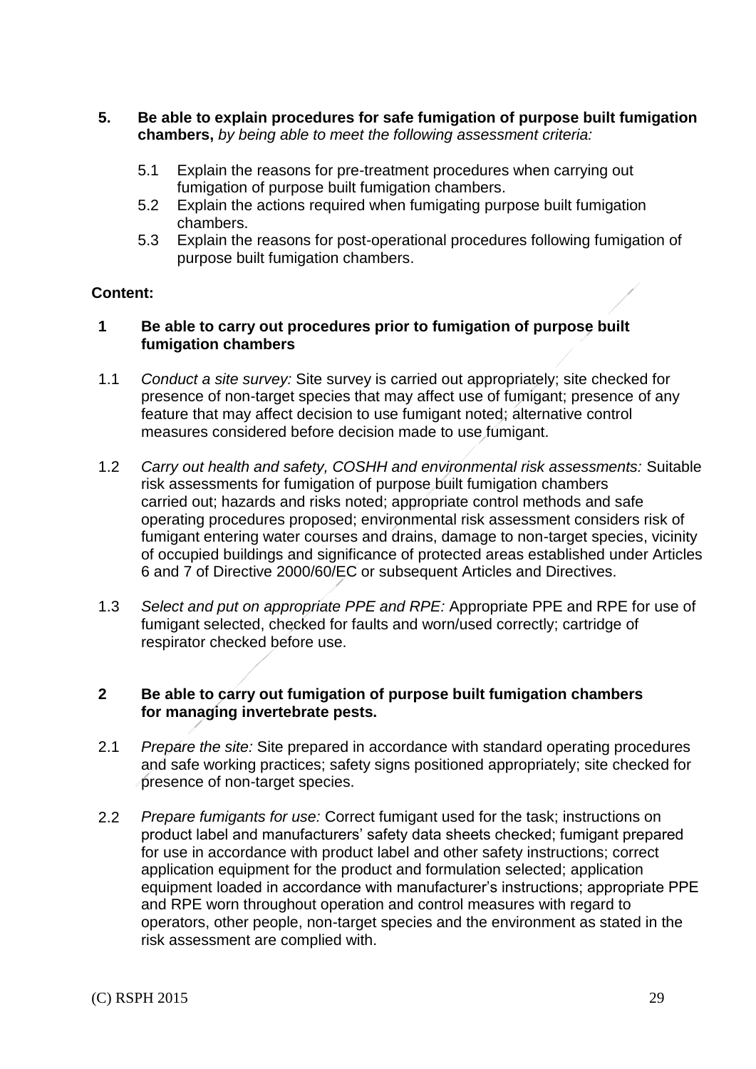**5. Be able to explain procedures for safe fumigation of purpose built fumigation chambers,** *by being able to meet the following assessment criteria:*

5.1 Explain the reasons for pre-treatment procedures when carrying out fumigation of purpose built fumigation chambers.

5.2 Explain the actions required when fumigating purpose built fumigation chambers.

5.3 Explain the reasons for post-operational procedures following fumigation of purpose built fumigation chambers.

**Content:**

**1 Be able to carry out procedures prior to fumigation of purpose built fumigation chambers**

1.1 *Conduct a site survey:* Site survey is carried out appropriately; site checked for presence of non-target species that may affect use of fumigant; presence of any feature that may affect decision to use fumigant noted; alternative control measures considered before decision made to use fumigant.

1.2 *Carry out health and safety, COSHH and environmental risk assessments:* Suitable risk assessments for fumigation of purpose built fumigation chambers carried out; hazards and risks noted; appropriate control methods and safe operating procedures proposed; environmental risk assessment considers risk of fumigant entering water courses and drains, damage to non-target species, vicinity of occupied buildings and significance of protected areas established under Articles 6 and 7 of Directive 2000/60/EC or subsequent Articles and Directives.

1.3 *Select and put on appropriate PPE and RPE:* Appropriate PPE and RPE for use of fumigant selected, checked for faults and worn/used correctly; cartridge of respirator checked before use.

**2 Be able to carry out fumigation of purpose built fumigation chambers for managing invertebrate pests.**

2.1 *Prepare the site:* Site prepared in accordance with standard operating procedures and safe working practices; safety signs positioned appropriately; site checked for presence of non-target species.

2.2 *Prepare fumigants for use:* Correct fumigant used for the task; instructions on product label and manufacturers' safety data sheets checked; fumigant prepared for use in accordance with product label and other safety instructions; correct application equipment for the product and formulation selected; application equipment loaded in accordance with manufacturer's instructions; appropriate PPE and RPE worn throughout operation and control measures with regard to operators, other people, non-target species and the environment as stated in the risk assessment are complied with.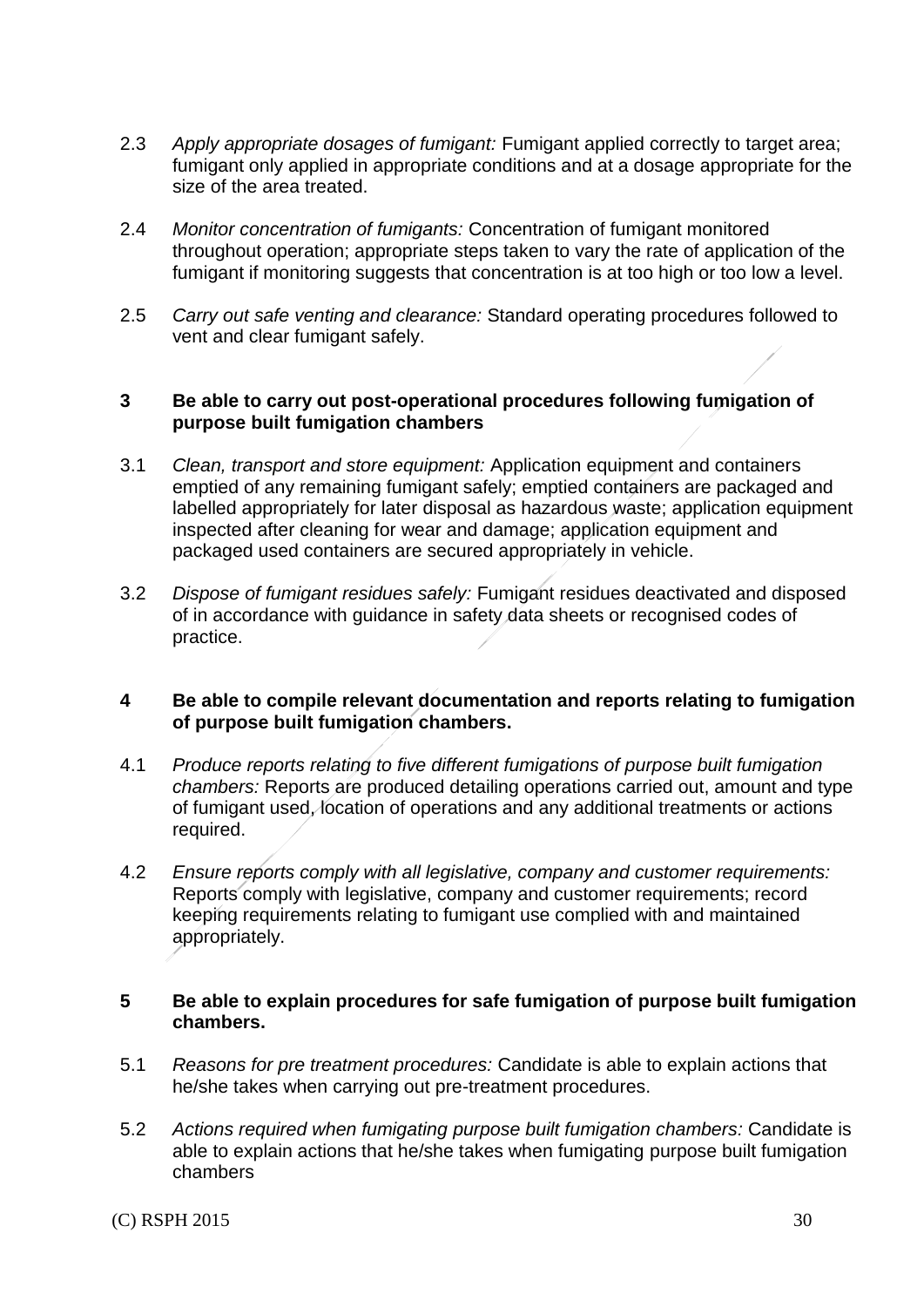2.3 *Apply appropriate dosages of fumigant:* Fumigant applied correctly to target area; fumigant only applied in appropriate conditions and at a dosage appropriate for the size of the area treated.

2.4 *Monitor concentration of fumigants:* Concentration of fumigant monitored throughout operation; appropriate steps taken to vary the rate of application of the fumigant if monitoring suggests that concentration is at too high or too low a level.

2.5 *Carry out safe venting and clearance:* Standard operating procedures followed to vent and clear fumigant safely.

**3 Be able to carry out post-operational procedures following fumigation of purpose built fumigation chambers**

3.1 *Clean, transport and store equipment:* Application equipment and containers emptied of any remaining fumigant safely; emptied containers are packaged and labelled appropriately for later disposal as hazardous waste; application equipment inspected after cleaning for wear and damage; application equipment and packaged used containers are secured appropriately in vehicle.

3.2 *Dispose of fumigant residues safely:* Fumigant residues deactivated and disposed of in accordance with guidance in safety data sheets or recognised codes of practice.

**4 Be able to compile relevant documentation and reports relating to fumigation of purpose built fumigation chambers.**

4.1 *Produce reports relating to five different fumigations of purpose built fumigation chambers:* Reports are produced detailing operations carried out, amount and type of fumigant used, location of operations and any additional treatments or actions required.

4.2 *Ensure reports comply with all legislative, company and customer requirements:* Reports comply with legislative, company and customer requirements; record keeping requirements relating to fumigant use complied with and maintained appropriately.

**5 Be able to explain procedures for safe fumigation of purpose built fumigation chambers.**

5.1 *Reasons for pre treatment procedures:* Candidate is able to explain actions that he/she takes when carrying out pre-treatment procedures.

5.2 *Actions required when fumigating purpose built fumigation chambers:* Candidate is able to explain actions that he/she takes when fumigating purpose built fumigation chambers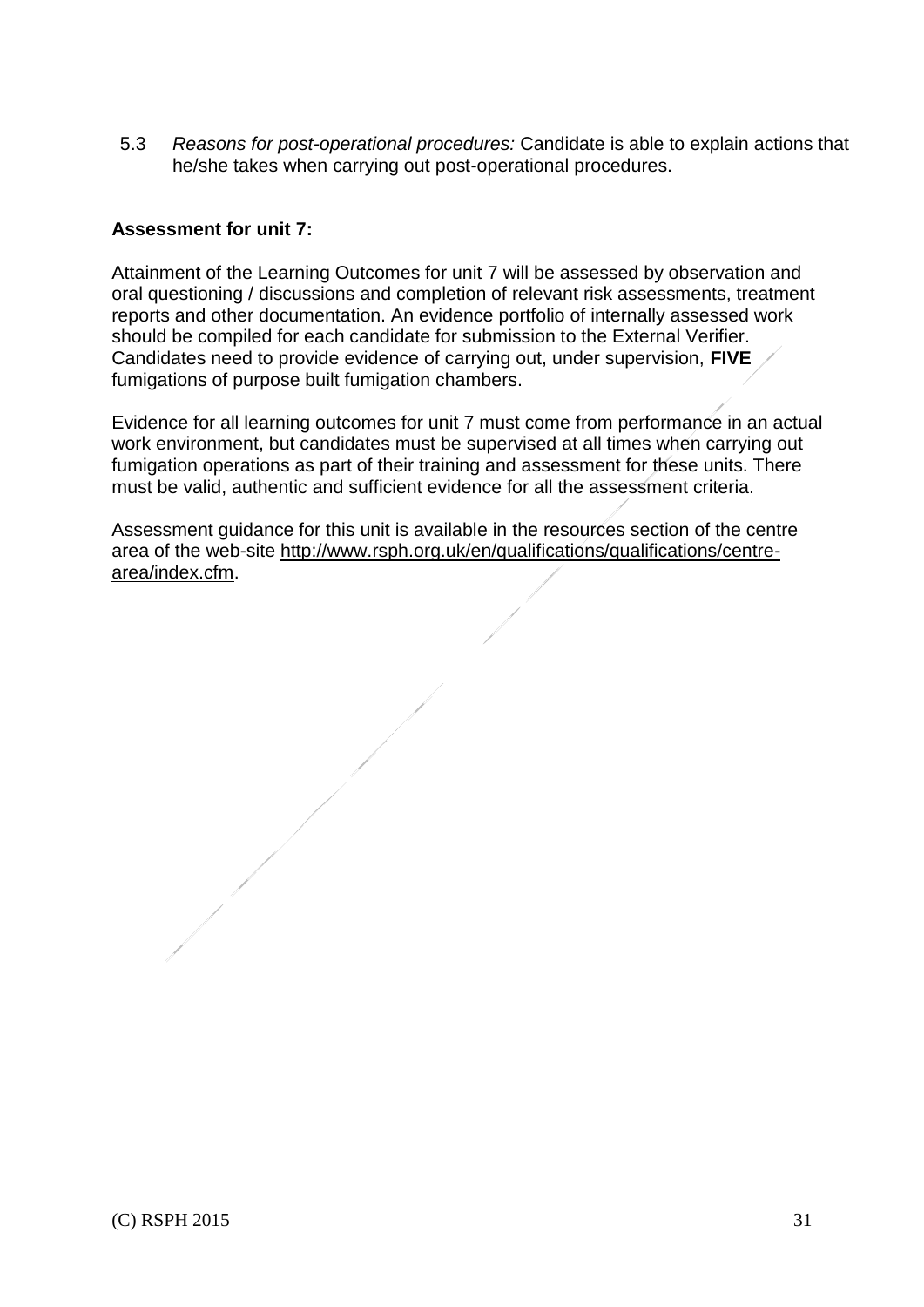5.3 *Reasons for post-operational procedures:* Candidate is able to explain actions that he/she takes when carrying out post-operational procedures.

**Assessment for unit 7:**

Attainment of the Learning Outcomes for unit 7 will be assessed by observation and oral questioning / discussions and completion of relevant risk assessments, treatment reports and other documentation. An evidence portfolio of internally assessed work should be compiled for each candidate for submission to the External Verifier. Candidates need to provide evidence of carrying out, under supervision, **FIVE** fumigations of purpose built fumigation chambers.

Evidence for all learning outcomes for unit 7 must come from performance in an actual work environment, but candidates must be supervised at all times when carrying out fumigation operations as part of their training and assessment for these units. There must be valid, authentic and sufficient evidence for all the assessment criteria.

Assessment guidance for this unit is available in the resources section of the centre area of the web-site http://www.rsph.org.uk/en/qualifications/qualifications/centre-area/index.cfm.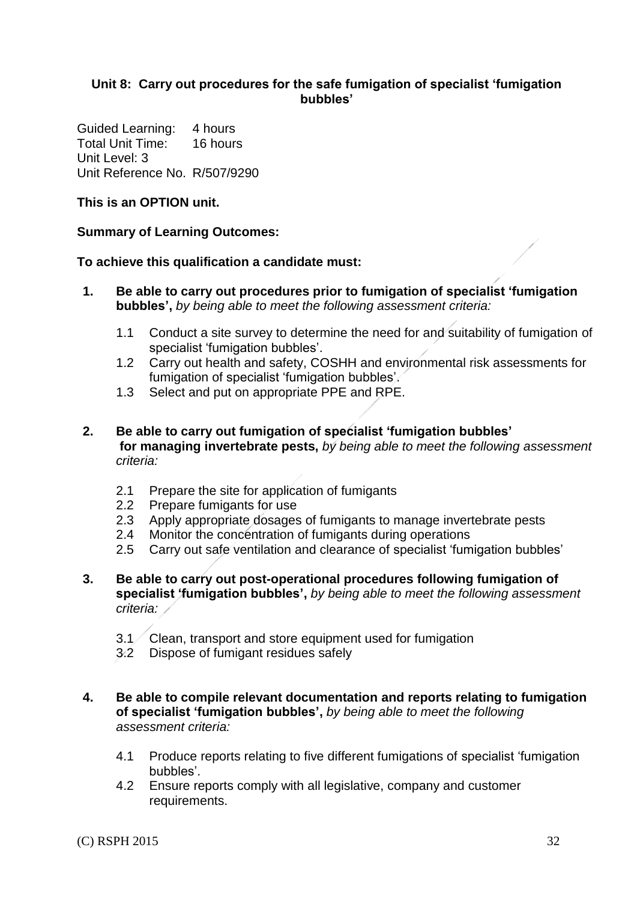## Unit 8: Carry out procedures for the safe fumigation of specialist 'fumigation bubbles'

Guided Learning: 4 hours
Total Unit Time: 16 hours
Unit Level: 3
Unit Reference No. R/507/9290

**This is an OPTION unit.**

**Summary of Learning Outcomes:**

**To achieve this qualification a candidate must:**

1. **Be able to carry out procedures prior to fumigation of specialist 'fumigation bubbles',** *by being able to meet the following assessment criteria:*

   1.1 Conduct a site survey to determine the need for and suitability of fumigation of specialist 'fumigation bubbles'.
   1.2 Carry out health and safety, COSHH and environmental risk assessments for fumigation of specialist 'fumigation bubbles'.
   1.3 Select and put on appropriate PPE and RPE.

2. **Be able to carry out fumigation of specialist 'fumigation bubbles' for managing invertebrate pests,** *by being able to meet the following assessment criteria:*

   2.1 Prepare the site for application of fumigants
   2.2 Prepare fumigants for use
   2.3 Apply appropriate dosages of fumigants to manage invertebrate pests
   2.4 Monitor the concentration of fumigants during operations
   2.5 Carry out safe ventilation and clearance of specialist 'fumigation bubbles'

3. **Be able to carry out post-operational procedures following fumigation of specialist 'fumigation bubbles',** *by being able to meet the following assessment criteria:*

   3.1 Clean, transport and store equipment used for fumigation
   3.2 Dispose of fumigant residues safely

4. **Be able to compile relevant documentation and reports relating to fumigation of specialist 'fumigation bubbles',** *by being able to meet the following assessment criteria:*

   4.1 Produce reports relating to five different fumigations of specialist 'fumigation bubbles'.
   4.2 Ensure reports comply with all legislative, company and customer requirements.

(C) RSPH 2015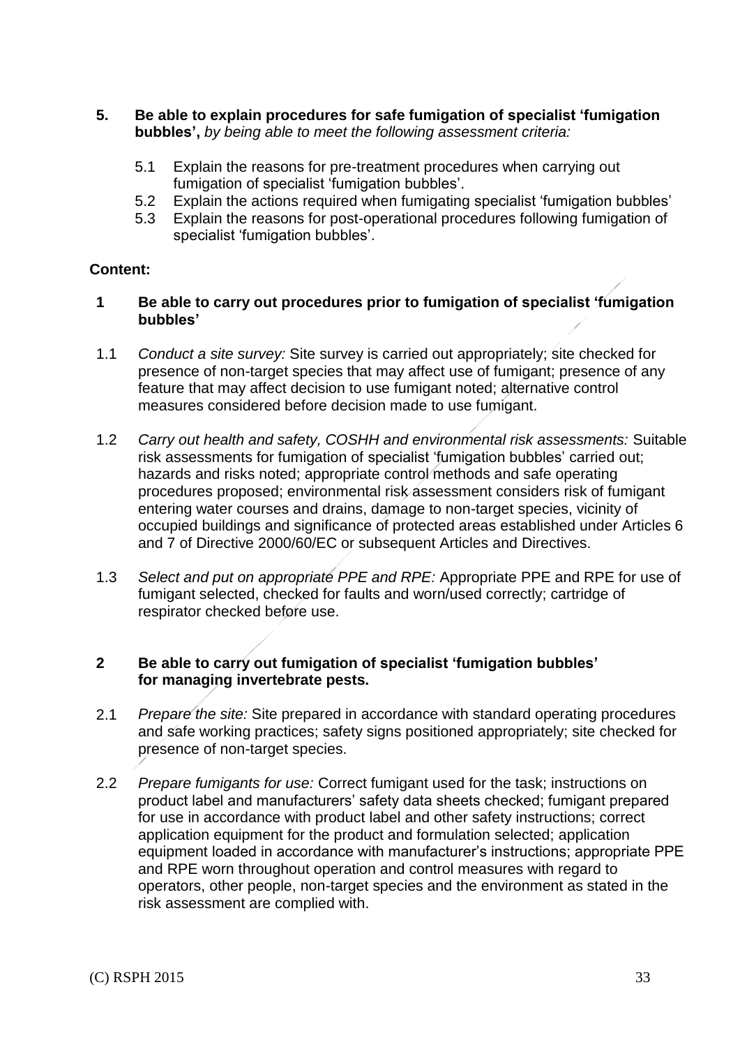**5. Be able to explain procedures for safe fumigation of specialist 'fumigation bubbles',** *by being able to meet the following assessment criteria:*

- 5.1 Explain the reasons for pre-treatment procedures when carrying out fumigation of specialist 'fumigation bubbles'.
- 5.2 Explain the actions required when fumigating specialist 'fumigation bubbles'
- 5.3 Explain the reasons for post-operational procedures following fumigation of specialist 'fumigation bubbles'.

**Content:**

**1 Be able to carry out procedures prior to fumigation of specialist 'fumigation bubbles'**

1.1 *Conduct a site survey:* Site survey is carried out appropriately; site checked for presence of non-target species that may affect use of fumigant; presence of any feature that may affect decision to use fumigant noted; alternative control measures considered before decision made to use fumigant.

1.2 *Carry out health and safety, COSHH and environmental risk assessments:* Suitable risk assessments for fumigation of specialist 'fumigation bubbles' carried out; hazards and risks noted; appropriate control methods and safe operating procedures proposed; environmental risk assessment considers risk of fumigant entering water courses and drains, damage to non-target species, vicinity of occupied buildings and significance of protected areas established under Articles 6 and 7 of Directive 2000/60/EC or subsequent Articles and Directives.

1.3 *Select and put on appropriate PPE and RPE:* Appropriate PPE and RPE for use of fumigant selected, checked for faults and worn/used correctly; cartridge of respirator checked before use.

**2 Be able to carry out fumigation of specialist 'fumigation bubbles' for managing invertebrate pests.**

2.1 *Prepare the site:* Site prepared in accordance with standard operating procedures and safe working practices; safety signs positioned appropriately; site checked for presence of non-target species.

2.2 *Prepare fumigants for use:* Correct fumigant used for the task; instructions on product label and manufacturers' safety data sheets checked; fumigant prepared for use in accordance with product label and other safety instructions; correct application equipment for the product and formulation selected; application equipment loaded in accordance with manufacturer's instructions; appropriate PPE and RPE worn throughout operation and control measures with regard to operators, other people, non-target species and the environment as stated in the risk assessment are complied with.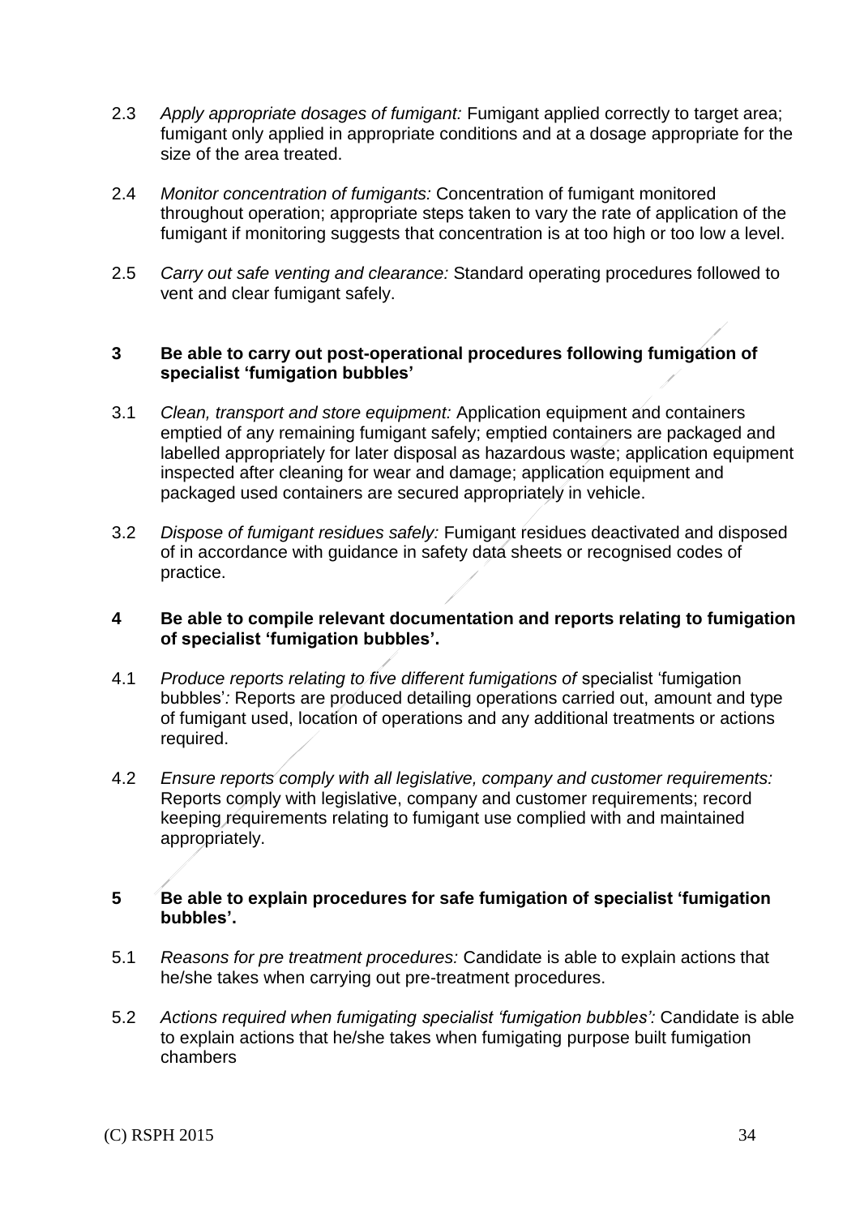2.3 *Apply appropriate dosages of fumigant:* Fumigant applied correctly to target area; fumigant only applied in appropriate conditions and at a dosage appropriate for the size of the area treated.

2.4 *Monitor concentration of fumigants:* Concentration of fumigant monitored throughout operation; appropriate steps taken to vary the rate of application of the fumigant if monitoring suggests that concentration is at too high or too low a level.

2.5 *Carry out safe venting and clearance:* Standard operating procedures followed to vent and clear fumigant safely.

**3 Be able to carry out post-operational procedures following fumigation of specialist 'fumigation bubbles'**

3.1 *Clean, transport and store equipment:* Application equipment and containers emptied of any remaining fumigant safely; emptied containers are packaged and labelled appropriately for later disposal as hazardous waste; application equipment inspected after cleaning for wear and damage; application equipment and packaged used containers are secured appropriately in vehicle.

3.2 *Dispose of fumigant residues safely:* Fumigant residues deactivated and disposed of in accordance with guidance in safety data sheets or recognised codes of practice.

**4 Be able to compile relevant documentation and reports relating to fumigation of specialist 'fumigation bubbles'.**

4.1 *Produce reports relating to five different fumigations of* specialist 'fumigation bubbles'*:* Reports are produced detailing operations carried out, amount and type of fumigant used, location of operations and any additional treatments or actions required.

4.2 *Ensure reports comply with all legislative, company and customer requirements:* Reports comply with legislative, company and customer requirements; record keeping requirements relating to fumigant use complied with and maintained appropriately.

**5 Be able to explain procedures for safe fumigation of specialist 'fumigation bubbles'.**

5.1 *Reasons for pre treatment procedures:* Candidate is able to explain actions that he/she takes when carrying out pre-treatment procedures.

5.2 *Actions required when fumigating specialist 'fumigation bubbles':* Candidate is able to explain actions that he/she takes when fumigating purpose built fumigation chambers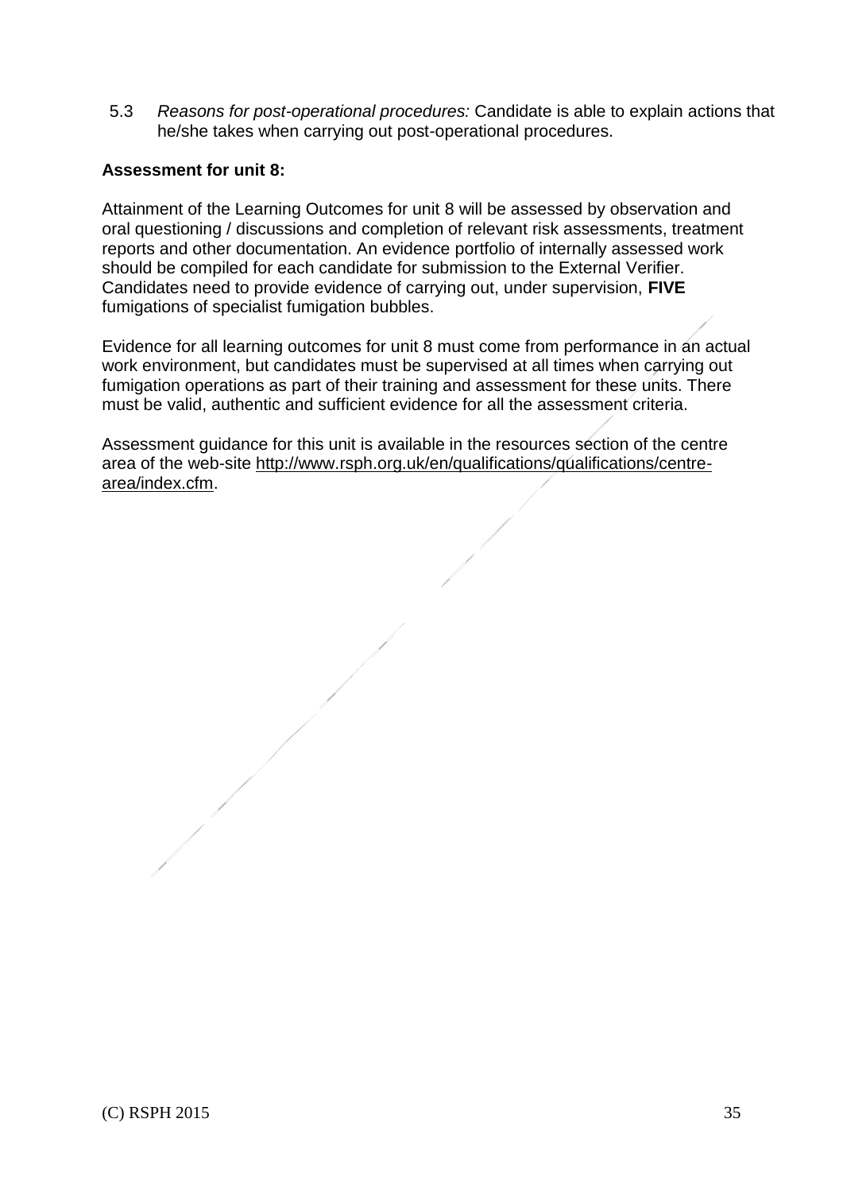5.3 *Reasons for post-operational procedures:* Candidate is able to explain actions that he/she takes when carrying out post-operational procedures.

**Assessment for unit 8:**

Attainment of the Learning Outcomes for unit 8 will be assessed by observation and oral questioning / discussions and completion of relevant risk assessments, treatment reports and other documentation. An evidence portfolio of internally assessed work should be compiled for each candidate for submission to the External Verifier. Candidates need to provide evidence of carrying out, under supervision, **FIVE** fumigations of specialist fumigation bubbles.

Evidence for all learning outcomes for unit 8 must come from performance in an actual work environment, but candidates must be supervised at all times when carrying out fumigation operations as part of their training and assessment for these units. There must be valid, authentic and sufficient evidence for all the assessment criteria.

Assessment guidance for this unit is available in the resources section of the centre area of the web-site http://www.rsph.org.uk/en/qualifications/qualifications/centre-area/index.cfm.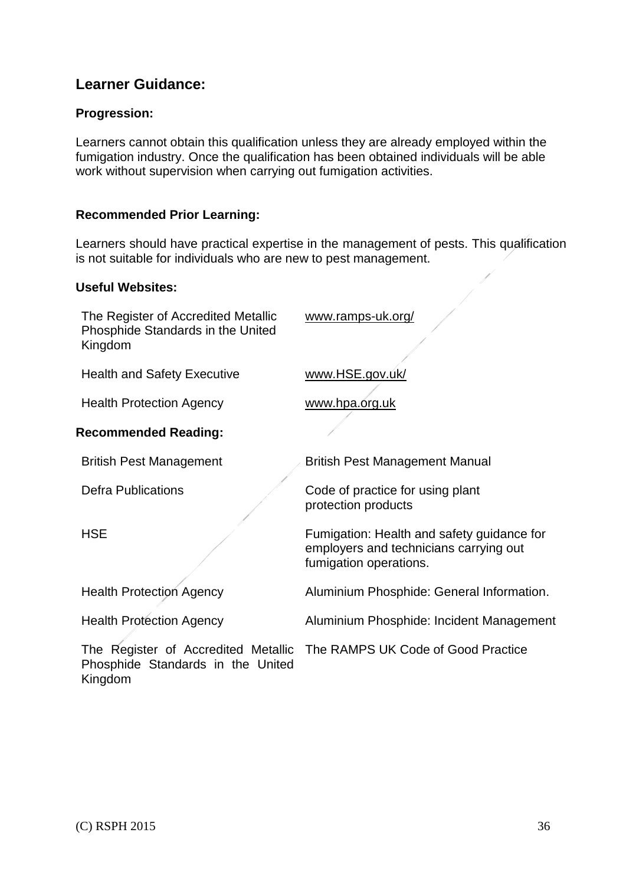## Learner Guidance:

### Progression:

Learners cannot obtain this qualification unless they are already employed within the fumigation industry. Once the qualification has been obtained individuals will be able work without supervision when carrying out fumigation activities.

### Recommended Prior Learning:

Learners should have practical expertise in the management of pests. This qualification is not suitable for individuals who are new to pest management.

### Useful Websites:

| | |
|---|---|
| The Register of Accredited Metallic Phosphide Standards in the United Kingdom | www.ramps-uk.org/ |
| Health and Safety Executive | www.HSE.gov.uk/ |
| Health Protection Agency | www.hpa.org.uk |

### Recommended Reading:

| | |
|---|---|
| British Pest Management | British Pest Management Manual |
| Defra Publications | Code of practice for using plant protection products |
| HSE | Fumigation: Health and safety guidance for employers and technicians carrying out fumigation operations. |
| Health Protection Agency | Aluminium Phosphide: General Information. |
| Health Protection Agency | Aluminium Phosphide: Incident Management |
| The Register of Accredited Metallic Phosphide Standards in the United Kingdom | The RAMPS UK Code of Good Practice |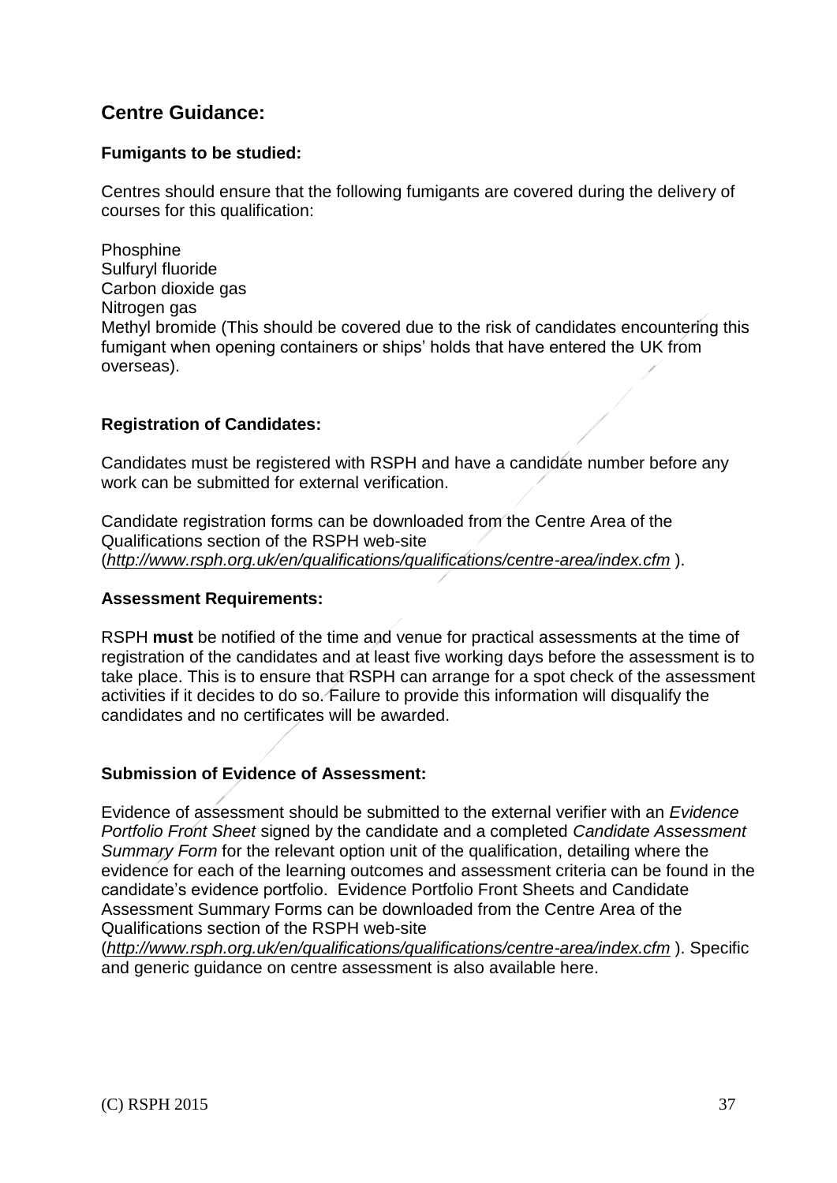## Centre Guidance:

### Fumigants to be studied:

Centres should ensure that the following fumigants are covered during the delivery of courses for this qualification:

Phosphine
Sulfuryl fluoride
Carbon dioxide gas
Nitrogen gas
Methyl bromide (This should be covered due to the risk of candidates encountering this fumigant when opening containers or ships' holds that have entered the UK from overseas).

### Registration of Candidates:

Candidates must be registered with RSPH and have a candidate number before any work can be submitted for external verification.

Candidate registration forms can be downloaded from the Centre Area of the Qualifications section of the RSPH web-site (*http://www.rsph.org.uk/en/qualifications/qualifications/centre-area/index.cfm* ).

### Assessment Requirements:

RSPH **must** be notified of the time and venue for practical assessments at the time of registration of the candidates and at least five working days before the assessment is to take place. This is to ensure that RSPH can arrange for a spot check of the assessment activities if it decides to do so. Failure to provide this information will disqualify the candidates and no certificates will be awarded.

### Submission of Evidence of Assessment:

Evidence of assessment should be submitted to the external verifier with an *Evidence Portfolio Front Sheet* signed by the candidate and a completed *Candidate Assessment Summary Form* for the relevant option unit of the qualification, detailing where the evidence for each of the learning outcomes and assessment criteria can be found in the candidate's evidence portfolio. Evidence Portfolio Front Sheets and Candidate Assessment Summary Forms can be downloaded from the Centre Area of the Qualifications section of the RSPH web-site (*http://www.rsph.org.uk/en/qualifications/qualifications/centre-area/index.cfm* ). Specific and generic guidance on centre assessment is also available here.

(C) RSPH 2015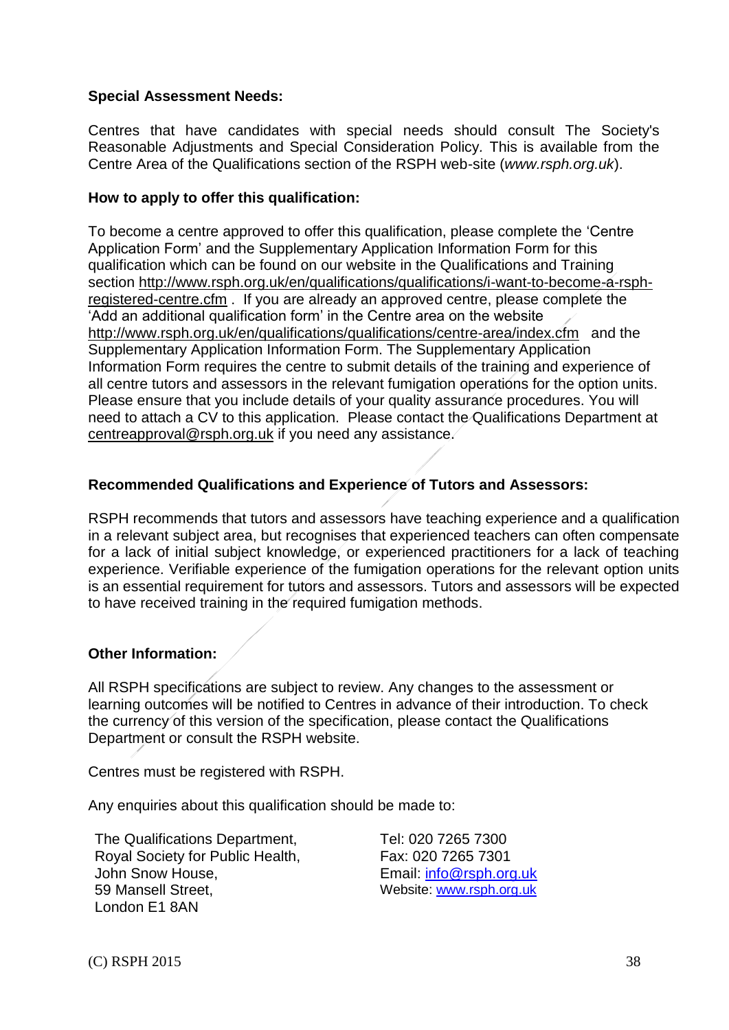**Special Assessment Needs:**

Centres that have candidates with special needs should consult The Society's Reasonable Adjustments and Special Consideration Policy. This is available from the Centre Area of the Qualifications section of the RSPH web-site (*www.rsph.org.uk*).

**How to apply to offer this qualification:**

To become a centre approved to offer this qualification, please complete the 'Centre Application Form' and the Supplementary Application Information Form for this qualification which can be found on our website in the Qualifications and Training section http://www.rsph.org.uk/en/qualifications/qualifications/i-want-to-become-a-rsph-registered-centre.cfm . If you are already an approved centre, please complete the 'Add an additional qualification form' in the Centre area on the website http://www.rsph.org.uk/en/qualifications/qualifications/centre-area/index.cfm and the Supplementary Application Information Form. The Supplementary Application Information Form requires the centre to submit details of the training and experience of all centre tutors and assessors in the relevant fumigation operations for the option units. Please ensure that you include details of your quality assurance procedures. You will need to attach a CV to this application. Please contact the Qualifications Department at centreapproval@rsph.org.uk if you need any assistance.

**Recommended Qualifications and Experience of Tutors and Assessors:**

RSPH recommends that tutors and assessors have teaching experience and a qualification in a relevant subject area, but recognises that experienced teachers can often compensate for a lack of initial subject knowledge, or experienced practitioners for a lack of teaching experience. Verifiable experience of the fumigation operations for the relevant option units is an essential requirement for tutors and assessors. Tutors and assessors will be expected to have received training in the required fumigation methods.

**Other Information:**

All RSPH specifications are subject to review. Any changes to the assessment or learning outcomes will be notified to Centres in advance of their introduction. To check the currency of this version of the specification, please contact the Qualifications Department or consult the RSPH website.

Centres must be registered with RSPH.

Any enquiries about this qualification should be made to:

The Qualifications Department,
Royal Society for Public Health,
John Snow House,
59 Mansell Street,
London E1 8AN

Tel: 020 7265 7300
Fax: 020 7265 7301
Email: info@rsph.org.uk
Website: www.rsph.org.uk

(C) RSPH 2015